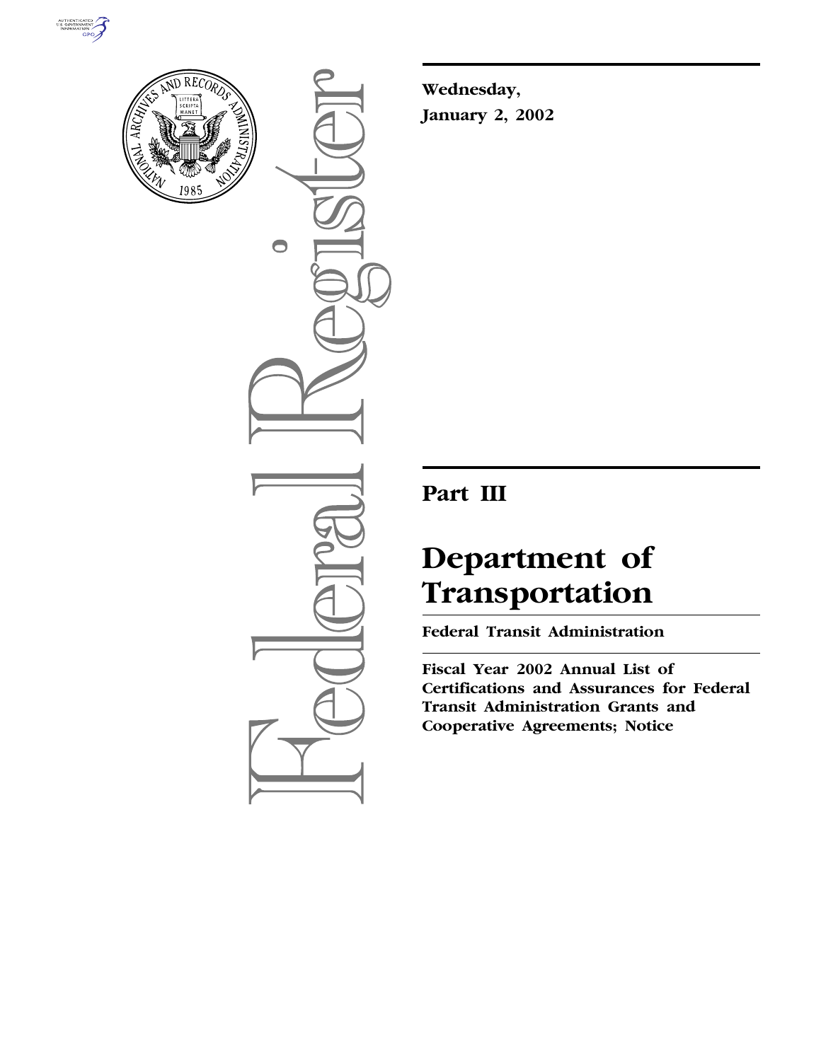Wednesday,

January 2, 2002

# Part III

# Department of Transportation

## Federal Transit Administration

## Fiscal Year 2002 Annual List of Certifications and Assurances for Federal Transit Administration Grants and Cooperative Agreements; Notice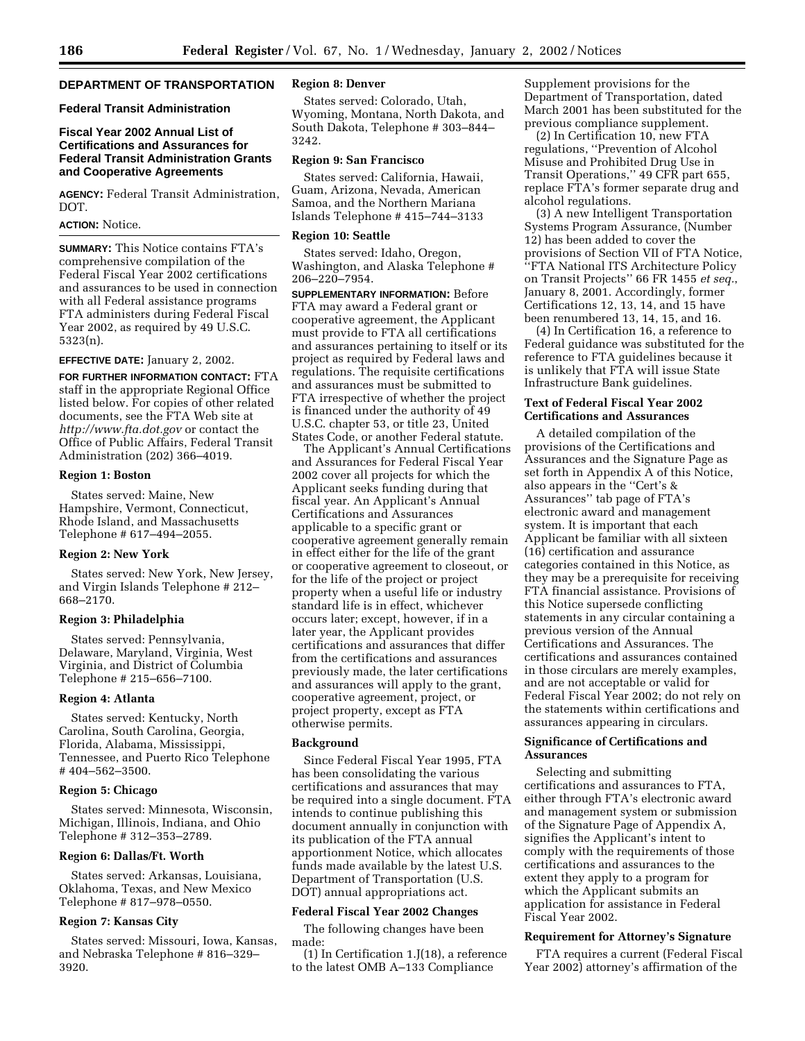## DEPARTMENT OF TRANSPORTATION

### Federal Transit Administration

### Fiscal Year 2002 Annual List of Certifications and Assurances for Federal Transit Administration Grants and Cooperative Agreements

**AGENCY:** Federal Transit Administration, DOT.

**ACTION:** Notice.

**SUMMARY:** This Notice contains FTA's comprehensive compilation of the Federal Fiscal Year 2002 certifications and assurances to be used in connection with all Federal assistance programs FTA administers during Federal Fiscal Year 2002, as required by 49 U.S.C. 5323(n).

**EFFECTIVE DATE:** January 2, 2002.

**FOR FURTHER INFORMATION CONTACT:** FTA staff in the appropriate Regional Office listed below. For copies of other related documents, see the FTA Web site at *http://www.fta.dot.gov* or contact the Office of Public Affairs, Federal Transit Administration (202) 366–4019.

**Region 1: Boston**

States served: Maine, New Hampshire, Vermont, Connecticut, Rhode Island, and Massachusetts Telephone # 617–494–2055.

**Region 2: New York**

States served: New York, New Jersey, and Virgin Islands Telephone # 212–668–2170.

**Region 3: Philadelphia**

States served: Pennsylvania, Delaware, Maryland, Virginia, West Virginia, and District of Columbia Telephone # 215–656–7100.

**Region 4: Atlanta**

States served: Kentucky, North Carolina, South Carolina, Georgia, Florida, Alabama, Mississippi, Tennessee, and Puerto Rico Telephone # 404–562–3500.

**Region 5: Chicago**

States served: Minnesota, Wisconsin, Michigan, Illinois, Indiana, and Ohio Telephone # 312–353–2789.

**Region 6: Dallas/Ft. Worth**

States served: Arkansas, Louisiana, Oklahoma, Texas, and New Mexico Telephone # 817–978–0550.

**Region 7: Kansas City**

States served: Missouri, Iowa, Kansas, and Nebraska Telephone # 816–329–3920.

**Region 8: Denver**

States served: Colorado, Utah, Wyoming, Montana, North Dakota, and South Dakota, Telephone # 303–844–3242.

**Region 9: San Francisco**

States served: California, Hawaii, Guam, Arizona, Nevada, American Samoa, and the Northern Mariana Islands Telephone # 415–744–3133

**Region 10: Seattle**

States served: Idaho, Oregon, Washington, and Alaska Telephone # 206–220–7954.

**SUPPLEMENTARY INFORMATION:** Before FTA may award a Federal grant or cooperative agreement, the Applicant must provide to FTA all certifications and assurances pertaining to itself or its project as required by Federal laws and regulations. The requisite certifications and assurances must be submitted to FTA irrespective of whether the project is financed under the authority of 49 U.S.C. chapter 53, or title 23, United States Code, or another Federal statute.

The Applicant's Annual Certifications and Assurances for Federal Fiscal Year 2002 cover all projects for which the Applicant seeks funding during that fiscal year. An Applicant's Annual Certifications and Assurances applicable to a specific grant or cooperative agreement generally remain in effect either for the life of the grant or cooperative agreement to closeout, or for the life of the project or project property when a useful life or industry standard life is in effect, whichever occurs later; except, however, if in a later year, the Applicant provides certifications and assurances that differ from the certifications and assurances previously made, the later certifications and assurances will apply to the grant, cooperative agreement, project, or project property, except as FTA otherwise permits.

**Background**

Since Federal Fiscal Year 1995, FTA has been consolidating the various certifications and assurances that may be required into a single document. FTA intends to continue publishing this document annually in conjunction with its publication of the FTA annual apportionment Notice, which allocates funds made available by the latest U.S. Department of Transportation (U.S. DOT) annual appropriations act.

**Federal Fiscal Year 2002 Changes**

The following changes have been made:

(1) In Certification 1.J(18), a reference to the latest OMB A–133 Compliance Supplement provisions for the Department of Transportation, dated March 2001 has been substituted for the previous compliance supplement.

(2) In Certification 10, new FTA regulations, "Prevention of Alcohol Misuse and Prohibited Drug Use in Transit Operations," 49 CFR part 655, replace FTA's former separate drug and alcohol regulations.

(3) A new Intelligent Transportation Systems Program Assurance, (Number 12) has been added to cover the provisions of Section VII of FTA Notice, "FTA National ITS Architecture Policy on Transit Projects" 66 FR 1455 *et seq.*, January 8, 2001. Accordingly, former Certifications 12, 13, 14, and 15 have been renumbered 13, 14, 15, and 16.

(4) In Certification 16, a reference to Federal guidance was substituted for the reference to FTA guidelines because it is unlikely that FTA will issue State Infrastructure Bank guidelines.

**Text of Federal Fiscal Year 2002 Certifications and Assurances**

A detailed compilation of the provisions of the Certifications and Assurances and the Signature Page as set forth in Appendix A of this Notice, also appears in the "Cert's & Assurances" tab page of FTA's electronic award and management system. It is important that each Applicant be familiar with all sixteen (16) certification and assurance categories contained in this Notice, as they may be a prerequisite for receiving FTA financial assistance. Provisions of this Notice supersede conflicting statements in any circular containing a previous version of the Annual Certifications and Assurances. The certifications and assurances contained in those circulars are merely examples, and are not acceptable or valid for Federal Fiscal Year 2002; do not rely on the statements within certifications and assurances appearing in circulars.

**Significance of Certifications and Assurances**

Selecting and submitting certifications and assurances to FTA, either through FTA's electronic award and management system or submission of the Signature Page of Appendix A, signifies the Applicant's intent to comply with the requirements of those certifications and assurances to the extent they apply to a program for which the Applicant submits an application for assistance in Federal Fiscal Year 2002.

**Requirement for Attorney's Signature**

FTA requires a current (Federal Fiscal Year 2002) attorney's affirmation of the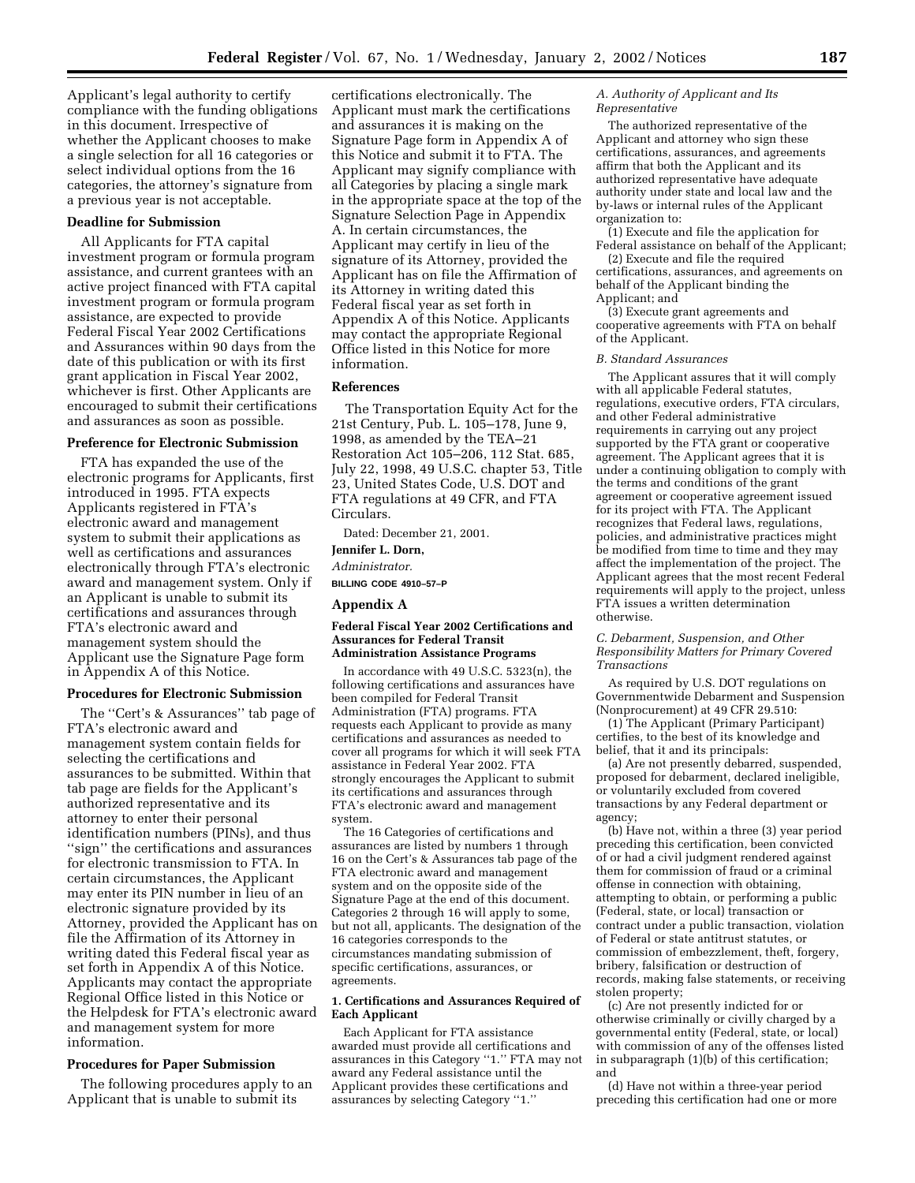Applicant's legal authority to certify compliance with the funding obligations in this document. Irrespective of whether the Applicant chooses to make a single selection for all 16 categories or select individual options from the 16 categories, the attorney's signature from a previous year is not acceptable.

**Deadline for Submission**

All Applicants for FTA capital investment program or formula program assistance, and current grantees with an active project financed with FTA capital investment program or formula program assistance, are expected to provide Federal Fiscal Year 2002 Certifications and Assurances within 90 days from the date of this publication or with its first grant application in Fiscal Year 2002, whichever is first. Other Applicants are encouraged to submit their certifications and assurances as soon as possible.

**Preference for Electronic Submission**

FTA has expanded the use of the electronic programs for Applicants, first introduced in 1995. FTA expects Applicants registered in FTA's electronic award and management system to submit their applications as well as certifications and assurances electronically through FTA's electronic award and management system. Only if an Applicant is unable to submit its certifications and assurances through FTA's electronic award and management system should the Applicant use the Signature Page form in Appendix A of this Notice.

**Procedures for Electronic Submission**

The "Cert's & Assurances" tab page of FTA's electronic award and management system contain fields for selecting the certifications and assurances to be submitted. Within that tab page are fields for the Applicant's authorized representative and its attorney to enter their personal identification numbers (PINs), and thus "sign" the certifications and assurances for electronic transmission to FTA. In certain circumstances, the Applicant may enter its PIN number in lieu of an electronic signature provided by its Attorney, provided the Applicant has on file the Affirmation of its Attorney in writing dated this Federal fiscal year as set forth in Appendix A of this Notice. Applicants may contact the appropriate Regional Office listed in this Notice or the Helpdesk for FTA's electronic award and management system for more information.

**Procedures for Paper Submission**

The following procedures apply to an Applicant that is unable to submit its certifications electronically. The Applicant must mark the certifications and assurances it is making on the Signature Page form in Appendix A of this Notice and submit it to FTA. The Applicant may signify compliance with all Categories by placing a single mark in the appropriate space at the top of the Signature Selection Page in Appendix A. In certain circumstances, the Applicant may certify in lieu of the signature of its Attorney, provided the Applicant has on file the Affirmation of its Attorney in writing dated this Federal fiscal year as set forth in Appendix A of this Notice. Applicants may contact the appropriate Regional Office listed in this Notice for more information.

**References**

The Transportation Equity Act for the 21st Century, Pub. L. 105–178, June 9, 1998, as amended by the TEA–21 Restoration Act 105–206, 112 Stat. 685, July 22, 1998, 49 U.S.C. chapter 53, Title 23, United States Code, U.S. DOT and FTA regulations at 49 CFR, and FTA Circulars.

Dated: December 21, 2001.

**Jennifer L. Dorn,**

*Administrator.*

**BILLING CODE 4910–57–P**

## Appendix A

### Federal Fiscal Year 2002 Certifications and Assurances for Federal Transit Administration Assistance Programs

In accordance with 49 U.S.C. 5323(n), the following certifications and assurances have been compiled for Federal Transit Administration (FTA) programs. FTA requests each Applicant to provide as many certifications and assurances as needed to cover all programs for which it will seek FTA assistance in Federal Year 2002. FTA strongly encourages the Applicant to submit its certifications and assurances through FTA's electronic award and management system.

The 16 Categories of certifications and assurances are listed by numbers 1 through 16 on the Cert's & Assurances tab page of the FTA electronic award and management system and on the opposite side of the Signature Page at the end of this document. Categories 2 through 16 will apply to some, but not all, applicants. The designation of the 16 categories corresponds to the circumstances mandating submission of specific certifications, assurances, or agreements.

#### 1. Certifications and Assurances Required of Each Applicant

Each Applicant for FTA assistance awarded must provide all certifications and assurances in this Category "1." FTA may not award any Federal assistance until the Applicant provides these certifications and assurances by selecting Category "1."

*A. Authority of Applicant and Its Representative*

The authorized representative of the Applicant and attorney who sign these certifications, assurances, and agreements affirm that both the Applicant and its authorized representative have adequate authority under state and local law and the by-laws or internal rules of the Applicant organization to:

(1) Execute and file the application for Federal assistance on behalf of the Applicant;

(2) Execute and file the required certifications, assurances, and agreements on behalf of the Applicant binding the Applicant; and

(3) Execute grant agreements and cooperative agreements with FTA on behalf of the Applicant.

*B. Standard Assurances*

The Applicant assures that it will comply with all applicable Federal statutes, regulations, executive orders, FTA circulars, and other Federal administrative requirements in carrying out any project supported by the FTA grant or cooperative agreement. The Applicant agrees that it is under a continuing obligation to comply with the terms and conditions of the grant agreement or cooperative agreement issued for its project with FTA. The Applicant recognizes that Federal laws, regulations, policies, and administrative practices might be modified from time to time and they may affect the implementation of the project. The Applicant agrees that the most recent Federal requirements will apply to the project, unless FTA issues a written determination otherwise.

*C. Debarment, Suspension, and Other Responsibility Matters for Primary Covered Transactions*

As required by U.S. DOT regulations on Governmentwide Debarment and Suspension (Nonprocurement) at 49 CFR 29.510:

(1) The Applicant (Primary Participant) certifies, to the best of its knowledge and belief, that it and its principals:

(a) Are not presently debarred, suspended, proposed for debarment, declared ineligible, or voluntarily excluded from covered transactions by any Federal department or agency;

(b) Have not, within a three (3) year period preceding this certification, been convicted of or had a civil judgment rendered against them for commission of fraud or a criminal offense in connection with obtaining, attempting to obtain, or performing a public (Federal, state, or local) transaction or contract under a public transaction, violation of Federal or state antitrust statutes, or commission of embezzlement, theft, forgery, bribery, falsification or destruction of records, making false statements, or receiving stolen property;

(c) Are not presently indicted for or otherwise criminally or civilly charged by a governmental entity (Federal, state, or local) with commission of any of the offenses listed in subparagraph (1)(b) of this certification; and

(d) Have not within a three-year period preceding this certification had one or more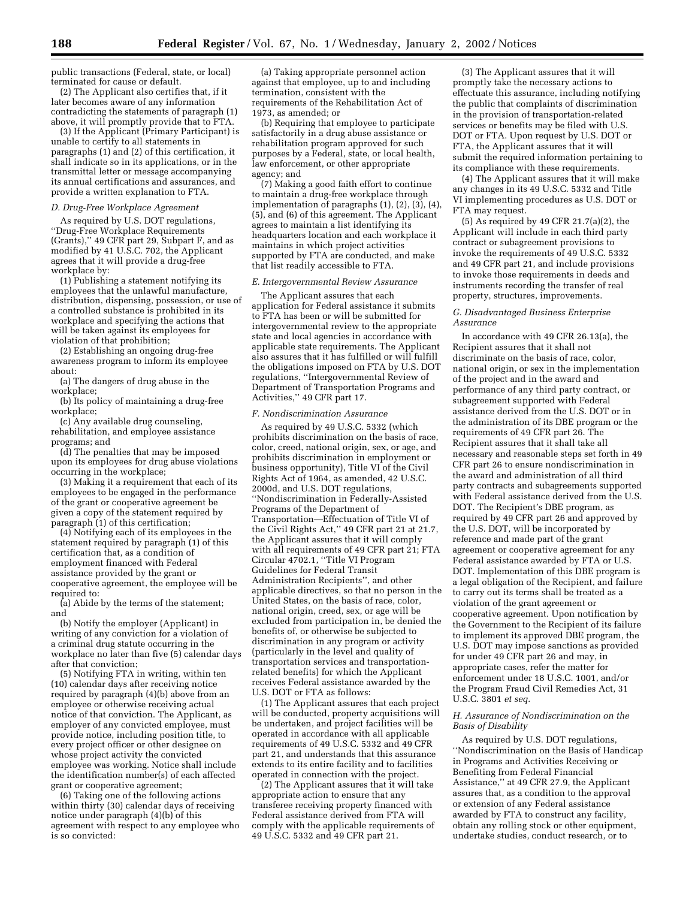public transactions (Federal, state, or local) terminated for cause or default.

(2) The Applicant also certifies that, if it later becomes aware of any information contradicting the statements of paragraph (1) above, it will promptly provide that to FTA.

(3) If the Applicant (Primary Participant) is unable to certify to all statements in paragraphs (1) and (2) of this certification, it shall indicate so in its applications, or in the transmittal letter or message accompanying its annual certifications and assurances, and provide a written explanation to FTA.

*D. Drug-Free Workplace Agreement*

As required by U.S. DOT regulations, ''Drug-Free Workplace Requirements (Grants),'' 49 CFR part 29, Subpart F, and as modified by 41 U.S.C. 702, the Applicant agrees that it will provide a drug-free workplace by:

(1) Publishing a statement notifying its employees that the unlawful manufacture, distribution, dispensing, possession, or use of a controlled substance is prohibited in its workplace and specifying the actions that will be taken against its employees for violation of that prohibition;

(2) Establishing an ongoing drug-free awareness program to inform its employee about:

(a) The dangers of drug abuse in the workplace;

(b) Its policy of maintaining a drug-free workplace;

(c) Any available drug counseling, rehabilitation, and employee assistance programs; and

(d) The penalties that may be imposed upon its employees for drug abuse violations occurring in the workplace;

(3) Making it a requirement that each of its employees to be engaged in the performance of the grant or cooperative agreement be given a copy of the statement required by paragraph (1) of this certification;

(4) Notifying each of its employees in the statement required by paragraph (1) of this certification that, as a condition of employment financed with Federal assistance provided by the grant or cooperative agreement, the employee will be required to:

(a) Abide by the terms of the statement; and

(b) Notify the employer (Applicant) in writing of any conviction for a violation of a criminal drug statute occurring in the workplace no later than five (5) calendar days after that conviction;

(5) Notifying FTA in writing, within ten (10) calendar days after receiving notice required by paragraph (4)(b) above from an employee or otherwise receiving actual notice of that conviction. The Applicant, as employer of any convicted employee, must provide notice, including position title, to every project officer or other designee on whose project activity the convicted employee was working. Notice shall include the identification number(s) of each affected grant or cooperative agreement;

(6) Taking one of the following actions within thirty (30) calendar days of receiving notice under paragraph (4)(b) of this agreement with respect to any employee who is so convicted:

(a) Taking appropriate personnel action against that employee, up to and including termination, consistent with the requirements of the Rehabilitation Act of 1973, as amended; or

(b) Requiring that employee to participate satisfactorily in a drug abuse assistance or rehabilitation program approved for such purposes by a Federal, state, or local health, law enforcement, or other appropriate agency; and

(7) Making a good faith effort to continue to maintain a drug-free workplace through implementation of paragraphs (1), (2), (3), (4), (5), and (6) of this agreement. The Applicant agrees to maintain a list identifying its headquarters location and each workplace it maintains in which project activities supported by FTA are conducted, and make that list readily accessible to FTA.

*E. Intergovernmental Review Assurance*

The Applicant assures that each application for Federal assistance it submits to FTA has been or will be submitted for intergovernmental review to the appropriate state and local agencies in accordance with applicable state requirements. The Applicant also assures that it has fulfilled or will fulfill the obligations imposed on FTA by U.S. DOT regulations, ''Intergovernmental Review of Department of Transportation Programs and Activities,'' 49 CFR part 17.

*F. Nondiscrimination Assurance*

As required by 49 U.S.C. 5332 (which prohibits discrimination on the basis of race, color, creed, national origin, sex, or age, and prohibits discrimination in employment or business opportunity), Title VI of the Civil Rights Act of 1964, as amended, 42 U.S.C. 2000d, and U.S. DOT regulations, ''Nondiscrimination in Federally-Assisted Programs of the Department of Transportation—Effectuation of Title VI of the Civil Rights Act,'' 49 CFR part 21 at 21.7, the Applicant assures that it will comply with all requirements of 49 CFR part 21; FTA Circular 4702.1, ''Title VI Program Guidelines for Federal Transit Administration Recipients'', and other applicable directives, so that no person in the United States, on the basis of race, color, national origin, creed, sex, or age will be excluded from participation in, be denied the benefits of, or otherwise be subjected to discrimination in any program or activity (particularly in the level and quality of transportation services and transportation-related benefits) for which the Applicant receives Federal assistance awarded by the U.S. DOT or FTA as follows:

(1) The Applicant assures that each project will be conducted, property acquisitions will be undertaken, and project facilities will be operated in accordance with all applicable requirements of 49 U.S.C. 5332 and 49 CFR part 21, and understands that this assurance extends to its entire facility and to facilities operated in connection with the project.

(2) The Applicant assures that it will take appropriate action to ensure that any transferee receiving property financed with Federal assistance derived from FTA will comply with the applicable requirements of 49 U.S.C. 5332 and 49 CFR part 21.

(3) The Applicant assures that it will promptly take the necessary actions to effectuate this assurance, including notifying the public that complaints of discrimination in the provision of transportation-related services or benefits may be filed with U.S. DOT or FTA. Upon request by U.S. DOT or FTA, the Applicant assures that it will submit the required information pertaining to its compliance with these requirements.

(4) The Applicant assures that it will make any changes in its 49 U.S.C. 5332 and Title VI implementing procedures as U.S. DOT or FTA may request.

(5) As required by 49 CFR 21.7(a)(2), the Applicant will include in each third party contract or subagreement provisions to invoke the requirements of 49 U.S.C. 5332 and 49 CFR part 21, and include provisions to invoke those requirements in deeds and instruments recording the transfer of real property, structures, improvements.

*G. Disadvantaged Business Enterprise Assurance*

In accordance with 49 CFR 26.13(a), the Recipient assures that it shall not discriminate on the basis of race, color, national origin, or sex in the implementation of the project and in the award and performance of any third party contract, or subagreement supported with Federal assistance derived from the U.S. DOT or in the administration of its DBE program or the requirements of 49 CFR part 26. The Recipient assures that it shall take all necessary and reasonable steps set forth in 49 CFR part 26 to ensure nondiscrimination in the award and administration of all third party contracts and subagreements supported with Federal assistance derived from the U.S. DOT. The Recipient's DBE program, as required by 49 CFR part 26 and approved by the U.S. DOT, will be incorporated by reference and made part of the grant agreement or cooperative agreement for any Federal assistance awarded by FTA or U.S. DOT. Implementation of this DBE program is a legal obligation of the Recipient, and failure to carry out its terms shall be treated as a violation of the grant agreement or cooperative agreement. Upon notification by the Government to the Recipient of its failure to implement its approved DBE program, the U.S. DOT may impose sanctions as provided for under 49 CFR part 26 and may, in appropriate cases, refer the matter for enforcement under 18 U.S.C. 1001, and/or the Program Fraud Civil Remedies Act, 31 U.S.C. 3801 *et seq.*

*H. Assurance of Nondiscrimination on the Basis of Disability*

As required by U.S. DOT regulations, ''Nondiscrimination on the Basis of Handicap in Programs and Activities Receiving or Benefiting from Federal Financial Assistance,'' at 49 CFR 27.9, the Applicant assures that, as a condition to the approval or extension of any Federal assistance awarded by FTA to construct any facility, obtain any rolling stock or other equipment, undertake studies, conduct research, or to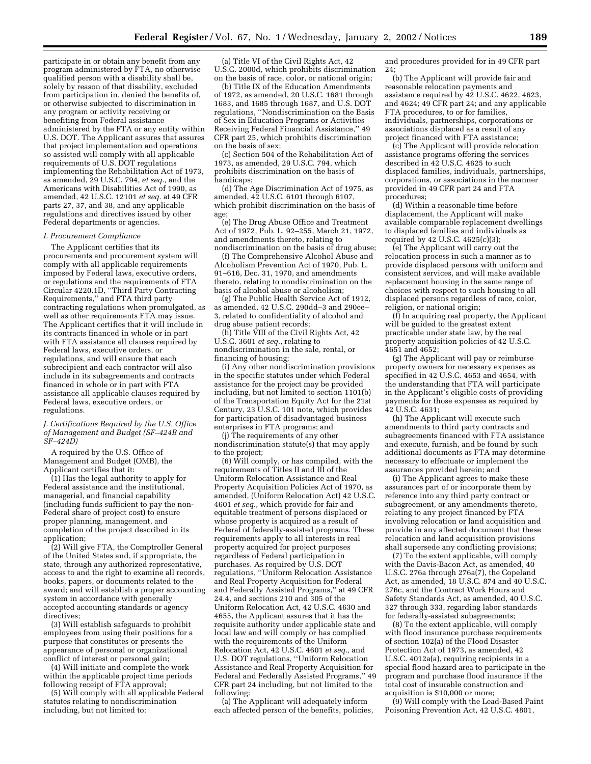participate in or obtain any benefit from any program administered by FTA, no otherwise qualified person with a disability shall be, solely by reason of that disability, excluded from participation in, denied the benefits of, or otherwise subjected to discrimination in any program or activity receiving or benefiting from Federal assistance administered by the FTA or any entity within U.S. DOT. The Applicant assures that assures that project implementation and operations so assisted will comply with all applicable requirements of U.S. DOT regulations implementing the Rehabilitation Act of 1973, as amended, 29 U.S.C. 794, *et seq.,* and the Americans with Disabilities Act of 1990, as amended, 42 U.S.C. 12101 *et seq.* at 49 CFR parts 27, 37, and 38, and any applicable regulations and directives issued by other Federal departments or agencies.

### *I. Procurement Compliance*

The Applicant certifies that its procurements and procurement system will comply with all applicable requirements imposed by Federal laws, executive orders, or regulations and the requirements of FTA Circular 4220.1D, ''Third Party Contracting Requirements,'' and FTA third party contracting regulations when promulgated, as well as other requirements FTA may issue. The Applicant certifies that it will include in its contracts financed in whole or in part with FTA assistance all clauses required by Federal laws, executive orders, or regulations, and will ensure that each subrecipient and each contractor will also include in its subagreements and contracts financed in whole or in part with FTA assistance all applicable clauses required by Federal laws, executive orders, or regulations.

### *J. Certifications Required by the U.S. Office of Management and Budget (SF–424B and SF–424D)*

A required by the U.S. Office of Management and Budget (OMB), the Applicant certifies that it:

(1) Has the legal authority to apply for Federal assistance and the institutional, managerial, and financial capability (including funds sufficient to pay the non-Federal share of project cost) to ensure proper planning, management, and completion of the project described in its application;

(2) Will give FTA, the Comptroller General of the United States and, if appropriate, the state, through any authorized representative, access to and the right to examine all records, books, papers, or documents related to the award; and will establish a proper accounting system in accordance with generally accepted accounting standards or agency directives;

(3) Will establish safeguards to prohibit employees from using their positions for a purpose that constitutes or presents the appearance of personal or organizational conflict of interest or personal gain;

(4) Will initiate and complete the work within the applicable project time periods following receipt of FTA approval;

(5) Will comply with all applicable Federal statutes relating to nondiscrimination including, but not limited to:

(a) Title VI of the Civil Rights Act, 42 U.S.C. 2000d, which prohibits discrimination on the basis of race, color, or national origin;

(b) Title IX of the Education Amendments of 1972, as amended, 20 U.S.C. 1681 through 1683, and 1685 through 1687, and U.S. DOT regulations, ''Nondiscrimination on the Basis of Sex in Education Programs or Activities Receiving Federal Financial Assistance,'' 49 CFR part 25, which prohibits discrimination on the basis of sex;

(c) Section 504 of the Rehabilitation Act of 1973, as amended, 29 U.S.C. 794, which prohibits discrimination on the basis of handicaps;

(d) The Age Discrimination Act of 1975, as amended, 42 U.S.C. 6101 through 6107, which prohibit discrimination on the basis of age;

(e) The Drug Abuse Office and Treatment Act of 1972, Pub. L. 92–255, March 21, 1972, and amendments thereto, relating to nondiscrimination on the basis of drug abuse;

(f) The Comprehensive Alcohol Abuse and Alcoholism Prevention Act of 1970, Pub. L. 91–616, Dec. 31, 1970, and amendments thereto, relating to nondiscrimination on the basis of alcohol abuse or alcoholism;

(g) The Public Health Service Act of 1912, as amended, 42 U.S.C. 290dd–3 and 290ee–3, related to confidentiality of alcohol and drug abuse patient records;

(h) Title VIII of the Civil Rights Act, 42 U.S.C. 3601 *et seq.,* relating to nondiscrimination in the sale, rental, or financing of housing;

(i) Any other nondiscrimination provisions in the specific statutes under which Federal assistance for the project may be provided including, but not limited to section 1101(b) of the Transportation Equity Act for the 21st Century, 23 U.S.C. 101 note, which provides for participation of disadvantaged business enterprises in FTA programs; and

(j) The requirements of any other nondiscrimination statute(s) that may apply to the project;

(6) Will comply, or has compiled, with the requirements of Titles II and III of the Uniform Relocation Assistance and Real Property Acquisition Policies Act of 1970, as amended, (Uniform Relocation Act) 42 U.S.C. 4601 *et seq.,* which provide for fair and equitable treatment of persons displaced or whose property is acquired as a result of Federal of federally-assisted programs. These requirements apply to all interests in real property acquired for project purposes regardless of Federal participation in purchases. As required by U.S. DOT regulations, ''Uniform Relocation Assistance and Real Property Acquisition for Federal and Federally Assisted Programs,'' at 49 CFR 24.4, and sections 210 and 305 of the Uniform Relocation Act, 42 U.S.C. 4630 and 4655, the Applicant assures that it has the requisite authority under applicable state and local law and will comply or has complied with the requirements of the Uniform Relocation Act, 42 U.S.C. 4601 *et seq.,* and U.S. DOT regulations, ''Uniform Relocation Assistance and Real Property Acquisition for Federal and Federally Assisted Programs,'' 49 CFR part 24 including, but not limited to the following:

(a) The Applicant will adequately inform each affected person of the benefits, policies, and procedures provided for in 49 CFR part 24;

(b) The Applicant will provide fair and reasonable relocation payments and assistance required by 42 U.S.C. 4622, 4623, and 4624; 49 CFR part 24; and any applicable FTA procedures, to or for families, individuals, partnerships, corporations or associations displaced as a result of any project financed with FTA assistance;

(c) The Applicant will provide relocation assistance programs offering the services described in 42 U.S.C. 4625 to such displaced families, individuals, partnerships, corporations, or associations in the manner provided in 49 CFR part 24 and FTA procedures;

(d) Within a reasonable time before displacement, the Applicant will make available comparable replacement dwellings to displaced families and individuals as required by 42 U.S.C. 4625(c)(3);

(e) The Applicant will carry out the relocation process in such a manner as to provide displaced persons with uniform and consistent services, and will make available replacement housing in the same range of choices with respect to such housing to all displaced persons regardless of race, color, religion, or national origin;

(f) In acquiring real property, the Applicant will be guided to the greatest extent practicable under state law, by the real property acquisition policies of 42 U.S.C. 4651 and 4652;

(g) The Applicant will pay or reimburse property owners for necessary expenses as specified in 42 U.S.C. 4653 and 4654, with the understanding that FTA will participate in the Applicant's eligible costs of providing payments for those expenses as required by 42 U.S.C. 4631;

(h) The Applicant will execute such amendments to third party contracts and subagreements financed with FTA assistance and execute, furnish, and be found by such additional documents as FTA may determine necessary to effectuate or implement the assurances provided herein; and

(i) The Applicant agrees to make these assurances part of or incorporate them by reference into any third party contract or subagreement, or any amendments thereto, relating to any project financed by FTA involving relocation or land acquisition and provide in any affected document that these relocation and land acquisition provisions shall supersede any conflicting provisions;

(7) To the extent applicable, will comply with the Davis-Bacon Act, as amended, 40 U.S.C. 276a through 276a(7), the Copeland Act, as amended, 18 U.S.C. 874 and 40 U.S.C. 276c, and the Contract Work Hours and Safety Standards Act, as amended, 40 U.S.C. 327 through 333, regarding labor standards for federally-assisted subagreements;

(8) To the extent applicable, will comply with flood insurance purchase requirements of section 102(a) of the Flood Disaster Protection Act of 1973, as amended, 42 U.S.C. 4012a(a), requiring recipients in a special flood hazard area to participate in the program and purchase flood insurance if the total cost of insurable construction and acquisition is $10,000 or more;

(9) Will comply with the Lead-Based Paint Poisoning Prevention Act, 42 U.S.C. 4801,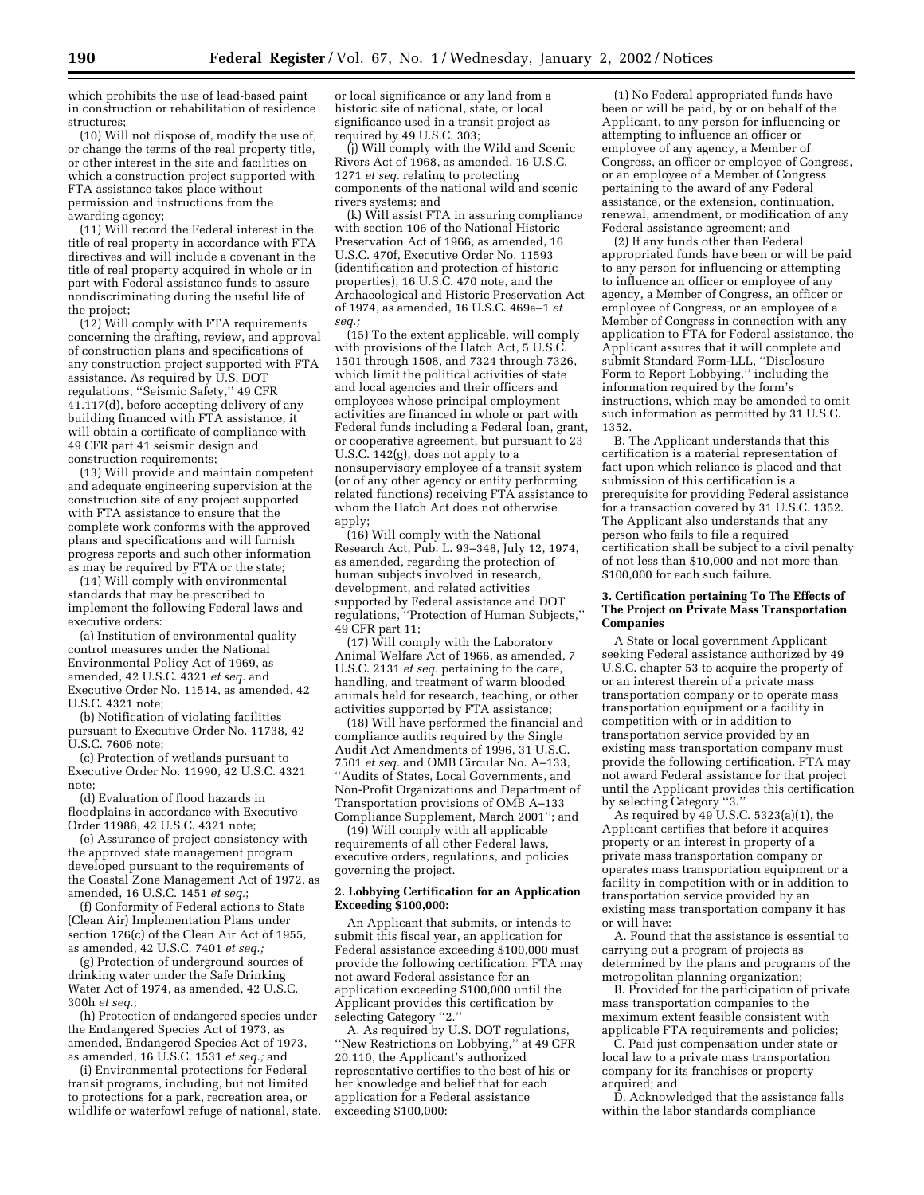which prohibits the use of lead-based paint in construction or rehabilitation of residence structures;

(10) Will not dispose of, modify the use of, or change the terms of the real property title, or other interest in the site and facilities on which a construction project supported with FTA assistance takes place without permission and instructions from the awarding agency;

(11) Will record the Federal interest in the title of real property in accordance with FTA directives and will include a covenant in the title of real property acquired in whole or in part with Federal assistance funds to assure nondiscriminating during the useful life of the project;

(12) Will comply with FTA requirements concerning the drafting, review, and approval of construction plans and specifications of any construction project supported with FTA assistance. As required by U.S. DOT regulations, ''Seismic Safety,'' 49 CFR 41.117(d), before accepting delivery of any building financed with FTA assistance, it will obtain a certificate of compliance with 49 CFR part 41 seismic design and construction requirements;

(13) Will provide and maintain competent and adequate engineering supervision at the construction site of any project supported with FTA assistance to ensure that the complete work conforms with the approved plans and specifications and will furnish progress reports and such other information as may be required by FTA or the state;

(14) Will comply with environmental standards that may be prescribed to implement the following Federal laws and executive orders:

(a) Institution of environmental quality control measures under the National Environmental Policy Act of 1969, as amended, 42 U.S.C. 4321 *et seq.* and Executive Order No. 11514, as amended, 42 U.S.C. 4321 note;

(b) Notification of violating facilities pursuant to Executive Order No. 11738, 42 U.S.C. 7606 note;

(c) Protection of wetlands pursuant to Executive Order No. 11990, 42 U.S.C. 4321 note;

(d) Evaluation of flood hazards in floodplains in accordance with Executive Order 11988, 42 U.S.C. 4321 note;

(e) Assurance of project consistency with the approved state management program developed pursuant to the requirements of the Coastal Zone Management Act of 1972, as amended, 16 U.S.C. 1451 *et seq.*;

(f) Conformity of Federal actions to State (Clean Air) Implementation Plans under section 176(c) of the Clean Air Act of 1955, as amended, 42 U.S.C. 7401 *et seq.;*

(g) Protection of underground sources of drinking water under the Safe Drinking Water Act of 1974, as amended, 42 U.S.C. 300h *et seq.*;

(h) Protection of endangered species under the Endangered Species Act of 1973, as amended, Endangered Species Act of 1973, as amended, 16 U.S.C. 1531 *et seq.;* and

(i) Environmental protections for Federal transit programs, including, but not limited to protections for a park, recreation area, or wildlife or waterfowl refuge of national, state, or local significance or any land from a historic site of national, state, or local significance used in a transit project as required by 49 U.S.C. 303;

(j) Will comply with the Wild and Scenic Rivers Act of 1968, as amended, 16 U.S.C. 1271 *et seq.* relating to protecting components of the national wild and scenic rivers systems; and

(k) Will assist FTA in assuring compliance with section 106 of the National Historic Preservation Act of 1966, as amended, 16 U.S.C. 470f, Executive Order No. 11593 (identification and protection of historic properties), 16 U.S.C. 470 note, and the Archaeological and Historic Preservation Act of 1974, as amended, 16 U.S.C. 469a–1 *et seq.;*

(15) To the extent applicable, will comply with provisions of the Hatch Act, 5 U.S.C. 1501 through 1508, and 7324 through 7326, which limit the political activities of state and local agencies and their officers and employees whose principal employment activities are financed in whole or part with Federal funds including a Federal loan, grant, or cooperative agreement, but pursuant to 23 U.S.C. 142(g), does not apply to a nonsupervisory employee of a transit system (or of any other agency or entity performing related functions) receiving FTA assistance to whom the Hatch Act does not otherwise apply;

(16) Will comply with the National Research Act, Pub. L. 93–348, July 12, 1974, as amended, regarding the protection of human subjects involved in research, development, and related activities supported by Federal assistance and DOT regulations, ''Protection of Human Subjects,'' 49 CFR part 11;

(17) Will comply with the Laboratory Animal Welfare Act of 1966, as amended, 7 U.S.C. 2131 *et seq.* pertaining to the care, handling, and treatment of warm blooded animals held for research, teaching, or other activities supported by FTA assistance;

(18) Will have performed the financial and compliance audits required by the Single Audit Act Amendments of 1996, 31 U.S.C. 7501 *et seq.* and OMB Circular No. A–133, ''Audits of States, Local Governments, and Non-Profit Organizations and Department of Transportation provisions of OMB A–133 Compliance Supplement, March 2001''; and

(19) Will comply with all applicable requirements of all other Federal laws, executive orders, regulations, and policies governing the project.

**2. Lobbying Certification for an Application Exceeding $100,000:**

An Applicant that submits, or intends to submit this fiscal year, an application for Federal assistance exceeding $100,000 must provide the following certification. FTA may not award Federal assistance for an application exceeding $100,000 until the Applicant provides this certification by selecting Category ''2.''

A. As required by U.S. DOT regulations, ''New Restrictions on Lobbying,'' at 49 CFR 20.110, the Applicant's authorized representative certifies to the best of his or her knowledge and belief that for each application for a Federal assistance exceeding $100,000:

(1) No Federal appropriated funds have been or will be paid, by or on behalf of the Applicant, to any person for influencing or attempting to influence an officer or employee of any agency, a Member of Congress, an officer or employee of Congress, or an employee of a Member of Congress pertaining to the award of any Federal assistance, or the extension, continuation, renewal, amendment, or modification of any Federal assistance agreement; and

(2) If any funds other than Federal appropriated funds have been or will be paid to any person for influencing or attempting to influence an officer or employee of any agency, a Member of Congress, an officer or employee of Congress, or an employee of a Member of Congress in connection with any application to FTA for Federal assistance, the Applicant assures that it will complete and submit Standard Form-LLL, ''Disclosure Form to Report Lobbying,'' including the information required by the form's instructions, which may be amended to omit such information as permitted by 31 U.S.C. 1352.

B. The Applicant understands that this certification is a material representation of fact upon which reliance is placed and that submission of this certification is a prerequisite for providing Federal assistance for a transaction covered by 31 U.S.C. 1352. The Applicant also understands that any person who fails to file a required certification shall be subject to a civil penalty of not less than $10,000 and not more than $100,000 for each such failure.

**3. Certification pertaining To The Effects of The Project on Private Mass Transportation Companies**

A State or local government Applicant seeking Federal assistance authorized by 49 U.S.C. chapter 53 to acquire the property of or an interest therein of a private mass transportation company or to operate mass transportation equipment or a facility in competition with or in addition to transportation service provided by an existing mass transportation company must provide the following certification. FTA may not award Federal assistance for that project until the Applicant provides this certification by selecting Category ''3.''

As required by 49 U.S.C. 5323(a)(1), the Applicant certifies that before it acquires property or an interest in property of a private mass transportation company or operates mass transportation equipment or a facility in competition with or in addition to transportation service provided by an existing mass transportation company it has or will have:

A. Found that the assistance is essential to carrying out a program of projects as determined by the plans and programs of the metropolitan planning organization;

B. Provided for the participation of private mass transportation companies to the maximum extent feasible consistent with applicable FTA requirements and policies;

C. Paid just compensation under state or local law to a private mass transportation company for its franchises or property acquired; and

D. Acknowledged that the assistance falls within the labor standards compliance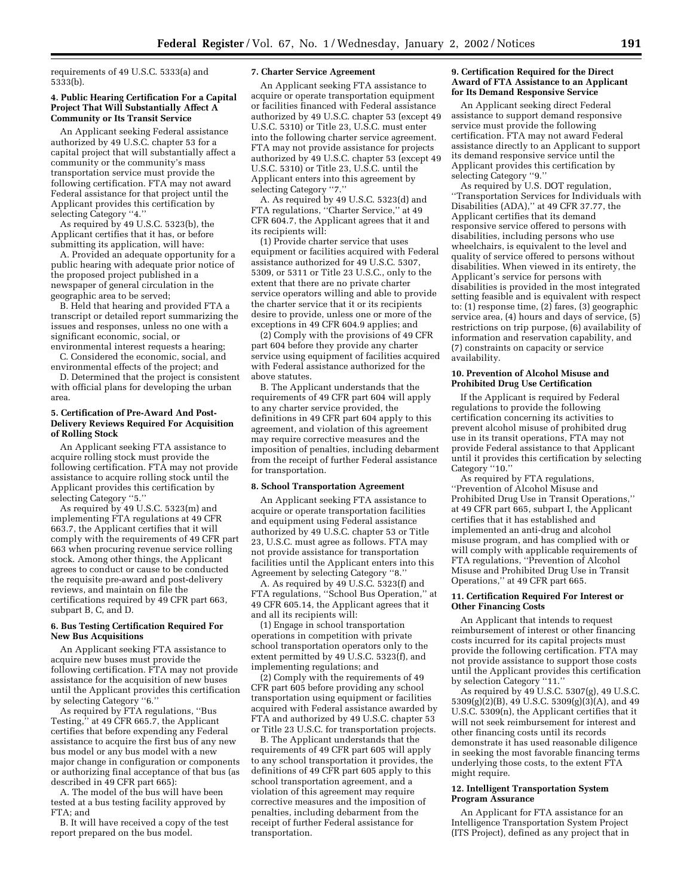requirements of 49 U.S.C. 5333(a) and 5333(b).

### 4. Public Hearing Certification For a Capital Project That Will Substantially Affect A Community or Its Transit Service

An Applicant seeking Federal assistance authorized by 49 U.S.C. chapter 53 for a capital project that will substantially affect a community or the community's mass transportation service must provide the following certification. FTA may not award Federal assistance for that project until the Applicant provides this certification by selecting Category "4."

As required by 49 U.S.C. 5323(b), the Applicant certifies that it has, or before submitting its application, will have:

A. Provided an adequate opportunity for a public hearing with adequate prior notice of the proposed project published in a newspaper of general circulation in the geographic area to be served;

B. Held that hearing and provided FTA a transcript or detailed report summarizing the issues and responses, unless no one with a significant economic, social, or environmental interest requests a hearing;

C. Considered the economic, social, and environmental effects of the project; and

D. Determined that the project is consistent with official plans for developing the urban area.

### 5. Certification of Pre-Award And Post-Delivery Reviews Required For Acquisition of Rolling Stock

An Applicant seeking FTA assistance to acquire rolling stock must provide the following certification. FTA may not provide assistance to acquire rolling stock until the Applicant provides this certification by selecting Category "5."

As required by 49 U.S.C. 5323(m) and implementing FTA regulations at 49 CFR 663.7, the Applicant certifies that it will comply with the requirements of 49 CFR part 663 when procuring revenue service rolling stock. Among other things, the Applicant agrees to conduct or cause to be conducted the requisite pre-award and post-delivery reviews, and maintain on file the certifications required by 49 CFR part 663, subpart B, C, and D.

### 6. Bus Testing Certification Required For New Bus Acquisitions

An Applicant seeking FTA assistance to acquire new buses must provide the following certification. FTA may not provide assistance for the acquisition of new buses until the Applicant provides this certification by selecting Category "6."

As required by FTA regulations, "Bus Testing," at 49 CFR 665.7, the Applicant certifies that before expending any Federal assistance to acquire the first bus of any new bus model or any bus model with a new major change in configuration or components or authorizing final acceptance of that bus (as described in 49 CFR part 665):

A. The model of the bus will have been tested at a bus testing facility approved by FTA; and

B. It will have received a copy of the test report prepared on the bus model.

### 7. Charter Service Agreement

An Applicant seeking FTA assistance to acquire or operate transportation equipment or facilities financed with Federal assistance authorized by 49 U.S.C. chapter 53 (except 49 U.S.C. 5310) or Title 23, U.S.C. must enter into the following charter service agreement. FTA may not provide assistance for projects authorized by 49 U.S.C. chapter 53 (except 49 U.S.C. 5310) or Title 23, U.S.C. until the Applicant enters into this agreement by selecting Category "7."

A. As required by 49 U.S.C. 5323(d) and FTA regulations, "Charter Service," at 49 CFR 604.7, the Applicant agrees that it and its recipients will:

(1) Provide charter service that uses equipment or facilities acquired with Federal assistance authorized for 49 U.S.C. 5307, 5309, or 5311 or Title 23 U.S.C., only to the extent that there are no private charter service operators willing and able to provide the charter service that it or its recipients desire to provide, unless one or more of the exceptions in 49 CFR 604.9 applies; and

(2) Comply with the provisions of 49 CFR part 604 before they provide any charter service using equipment of facilities acquired with Federal assistance authorized for the above statutes.

B. The Applicant understands that the requirements of 49 CFR part 604 will apply to any charter service provided, the definitions in 49 CFR part 604 apply to this agreement, and violation of this agreement may require corrective measures and the imposition of penalties, including debarment from the receipt of further Federal assistance for transportation.

### 8. School Transportation Agreement

An Applicant seeking FTA assistance to acquire or operate transportation facilities and equipment using Federal assistance authorized by 49 U.S.C. chapter 53 or Title 23, U.S.C. must agree as follows. FTA may not provide assistance for transportation facilities until the Applicant enters into this Agreement by selecting Category "8."

A. As required by 49 U.S.C. 5323(f) and FTA regulations, "School Bus Operation," at 49 CFR 605.14, the Applicant agrees that it and all its recipients will:

(1) Engage in school transportation operations in competition with private school transportation operators only to the extent permitted by 49 U.S.C. 5323(f), and implementing regulations; and

(2) Comply with the requirements of 49 CFR part 605 before providing any school transportation using equipment or facilities acquired with Federal assistance awarded by FTA and authorized by 49 U.S.C. chapter 53 or Title 23 U.S.C. for transportation projects.

B. The Applicant understands that the requirements of 49 CFR part 605 will apply to any school transportation it provides, the definitions of 49 CFR part 605 apply to this school transportation agreement, and a violation of this agreement may require corrective measures and the imposition of penalties, including debarment from the receipt of further Federal assistance for transportation.

### 9. Certification Required for the Direct Award of FTA Assistance to an Applicant for Its Demand Responsive Service

An Applicant seeking direct Federal assistance to support demand responsive service must provide the following certification. FTA may not award Federal assistance directly to an Applicant to support its demand responsive service until the Applicant provides this certification by selecting Category "9."

As required by U.S. DOT regulation, "Transportation Services for Individuals with Disabilities (ADA)," at 49 CFR 37.77, the Applicant certifies that its demand responsive service offered to persons with disabilities, including persons who use wheelchairs, is equivalent to the level and quality of service offered to persons without disabilities. When viewed in its entirety, the Applicant's service for persons with disabilities is provided in the most integrated setting feasible and is equivalent with respect to: (1) response time, (2) fares, (3) geographic service area, (4) hours and days of service, (5) restrictions on trip purpose, (6) availability of information and reservation capability, and (7) constraints on capacity or service availability.

### 10. Prevention of Alcohol Misuse and Prohibited Drug Use Certification

If the Applicant is required by Federal regulations to provide the following certification concerning its activities to prevent alcohol misuse of prohibited drug use in its transit operations, FTA may not provide Federal assistance to that Applicant until it provides this certification by selecting Category "10."

As required by FTA regulations, "Prevention of Alcohol Misuse and Prohibited Drug Use in Transit Operations," at 49 CFR part 665, subpart I, the Applicant certifies that it has established and implemented an anti-drug and alcohol misuse program, and has complied with or will comply with applicable requirements of FTA regulations, "Prevention of Alcohol Misuse and Prohibited Drug Use in Transit Operations," at 49 CFR part 665.

### 11. Certification Required For Interest or Other Financing Costs

An Applicant that intends to request reimbursement of interest or other financing costs incurred for its capital projects must provide the following certification. FTA may not provide assistance to support those costs until the Applicant provides this certification by selection Category "11."

As required by 49 U.S.C. 5307(g), 49 U.S.C. 5309(g)(2)(B), 49 U.S.C. 5309(g)(3)(A), and 49 U.S.C. 5309(n), the Applicant certifies that it will not seek reimbursement for interest and other financing costs until its records demonstrate it has used reasonable diligence in seeking the most favorable financing terms underlying those costs, to the extent FTA might require.

### 12. Intelligent Transportation System Program Assurance

An Applicant for FTA assistance for an Intelligence Transportation System Project (ITS Project), defined as any project that in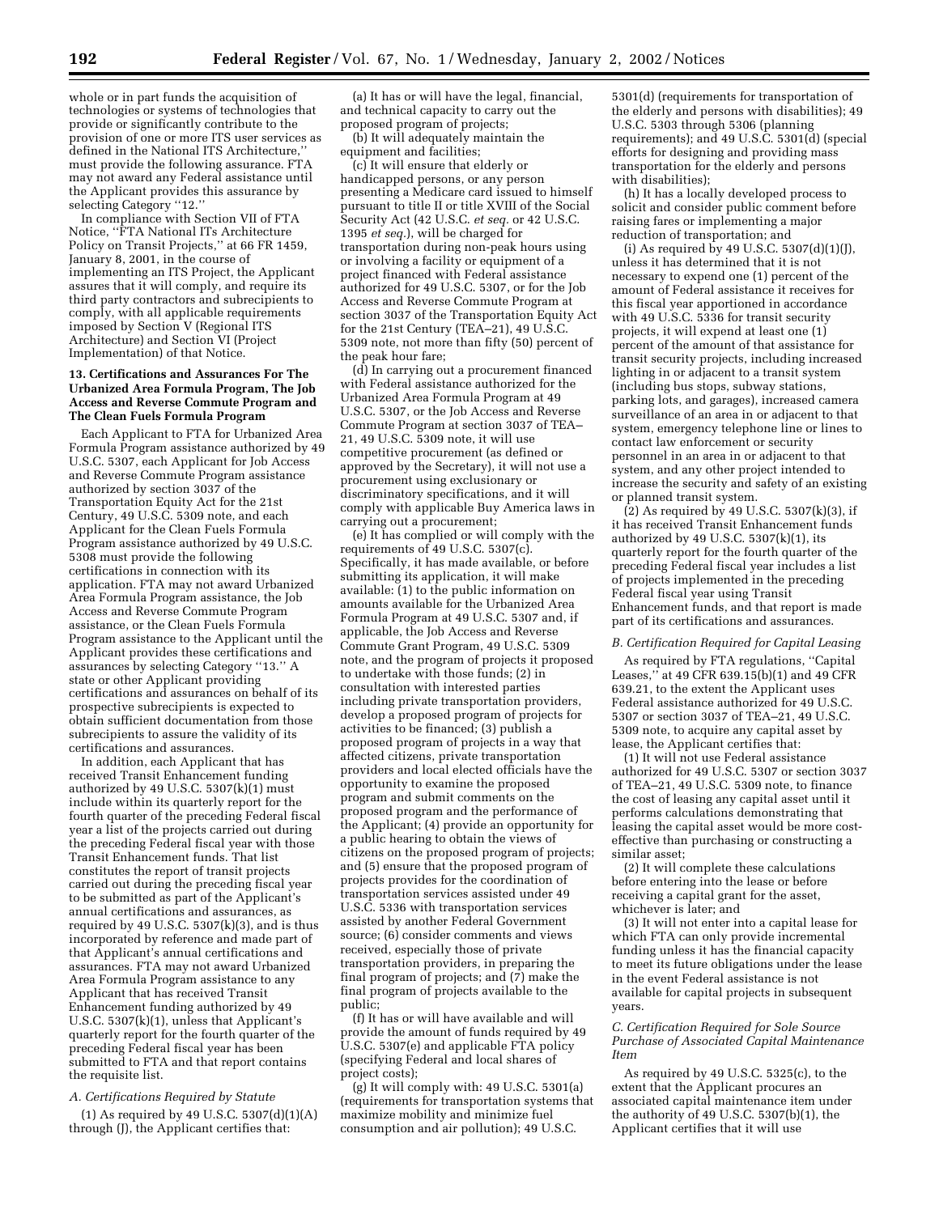whole or in part funds the acquisition of technologies or systems of technologies that provide or significantly contribute to the provision of one or more ITS user services as defined in the National ITS Architecture,'' must provide the following assurance. FTA may not award any Federal assistance until the Applicant provides this assurance by selecting Category ''12.''

In compliance with Section VII of FTA Notice, ''FTA National ITs Architecture Policy on Transit Projects,'' at 66 FR 1459, January 8, 2001, in the course of implementing an ITS Project, the Applicant assures that it will comply, and require its third party contractors and subrecipients to comply, with all applicable requirements imposed by Section V (Regional ITS Architecture) and Section VI (Project Implementation) of that Notice.

### 13. Certifications and Assurances For The Urbanized Area Formula Program, The Job Access and Reverse Commute Program and The Clean Fuels Formula Program

Each Applicant to FTA for Urbanized Area Formula Program assistance authorized by 49 U.S.C. 5307, each Applicant for Job Access and Reverse Commute Program assistance authorized by section 3037 of the Transportation Equity Act for the 21st Century, 49 U.S.C. 5309 note, and each Applicant for the Clean Fuels Formula Program assistance authorized by 49 U.S.C. 5308 must provide the following certifications in connection with its application. FTA may not award Urbanized Area Formula Program assistance, the Job Access and Reverse Commute Program assistance, or the Clean Fuels Formula Program assistance to the Applicant until the Applicant provides these certifications and assurances by selecting Category ''13.'' A state or other Applicant providing certifications and assurances on behalf of its prospective subrecipients is expected to obtain sufficient documentation from those subrecipients to assure the validity of its certifications and assurances.

In addition, each Applicant that has received Transit Enhancement funding authorized by 49 U.S.C. 5307(k)(1) must include within its quarterly report for the fourth quarter of the preceding Federal fiscal year a list of the projects carried out during the preceding Federal fiscal year with those Transit Enhancement funds. That list constitutes the report of transit projects carried out during the preceding fiscal year to be submitted as part of the Applicant's annual certifications and assurances, as required by 49 U.S.C. 5307(k)(3), and is thus incorporated by reference and made part of that Applicant's annual certifications and assurances. FTA may not award Urbanized Area Formula Program assistance to any Applicant that has received Transit Enhancement funding authorized by 49 U.S.C. 5307(k)(1), unless that Applicant's quarterly report for the fourth quarter of the preceding Federal fiscal year has been submitted to FTA and that report contains the requisite list.

#### *A. Certifications Required by Statute*

(1) As required by 49 U.S.C. 5307(d)(1)(A) through (J), the Applicant certifies that:

(a) It has or will have the legal, financial, and technical capacity to carry out the proposed program of projects;

(b) It will adequately maintain the equipment and facilities;

(c) It will ensure that elderly or handicapped persons, or any person presenting a Medicare card issued to himself pursuant to title II or title XVIII of the Social Security Act (42 U.S.C. *et seq.* or 42 U.S.C. 1395 *et seq.*), will be charged for transportation during non-peak hours using or involving a facility or equipment of a project financed with Federal assistance authorized for 49 U.S.C. 5307, or for the Job Access and Reverse Commute Program at section 3037 of the Transportation Equity Act for the 21st Century (TEA–21), 49 U.S.C. 5309 note, not more than fifty (50) percent of the peak hour fare;

(d) In carrying out a procurement financed with Federal assistance authorized for the Urbanized Area Formula Program at 49 U.S.C. 5307, or the Job Access and Reverse Commute Program at section 3037 of TEA–21, 49 U.S.C. 5309 note, it will use competitive procurement (as defined or approved by the Secretary), it will not use a procurement using exclusionary or discriminatory specifications, and it will comply with applicable Buy America laws in carrying out a procurement;

(e) It has complied or will comply with the requirements of 49 U.S.C. 5307(c). Specifically, it has made available, or before submitting its application, it will make available: (1) to the public information on amounts available for the Urbanized Area Formula Program at 49 U.S.C. 5307 and, if applicable, the Job Access and Reverse Commute Grant Program, 49 U.S.C. 5309 note, and the program of projects it proposed to undertake with those funds; (2) in consultation with interested parties including private transportation providers, develop a proposed program of projects for activities to be financed; (3) publish a proposed program of projects in a way that affected citizens, private transportation providers and local elected officials have the opportunity to examine the proposed program and submit comments on the proposed program and the performance of the Applicant; (4) provide an opportunity for a public hearing to obtain the views of citizens on the proposed program of projects; and (5) ensure that the proposed program of projects provides for the coordination of transportation services assisted under 49 U.S.C. 5336 with transportation services assisted by another Federal Government source; (6) consider comments and views received, especially those of private transportation providers, in preparing the final program of projects; and (7) make the final program of projects available to the public;

(f) It has or will have available and will provide the amount of funds required by 49 U.S.C. 5307(e) and applicable FTA policy (specifying Federal and local shares of project costs);

(g) It will comply with: 49 U.S.C. 5301(a) (requirements for transportation systems that maximize mobility and minimize fuel consumption and air pollution); 49 U.S.C. 5301(d) (requirements for transportation of the elderly and persons with disabilities); 49 U.S.C. 5303 through 5306 (planning requirements); and 49 U.S.C. 5301(d) (special efforts for designing and providing mass transportation for the elderly and persons with disabilities);

(h) It has a locally developed process to solicit and consider public comment before raising fares or implementing a major reduction of transportation; and

(i) As required by 49 U.S.C. 5307(d)(1)(J), unless it has determined that it is not necessary to expend one (1) percent of the amount of Federal assistance it receives for this fiscal year apportioned in accordance with 49 U.S.C. 5336 for transit security projects, it will expend at least one (1) percent of the amount of that assistance for transit security projects, including increased lighting in or adjacent to a transit system (including bus stops, subway stations, parking lots, and garages), increased camera surveillance of an area in or adjacent to that system, emergency telephone line or lines to contact law enforcement or security personnel in an area in or adjacent to that system, and any other project intended to increase the security and safety of an existing or planned transit system.

(2) As required by 49 U.S.C. 5307(k)(3), if it has received Transit Enhancement funds authorized by 49 U.S.C. 5307(k)(1), its quarterly report for the fourth quarter of the preceding Federal fiscal year includes a list of projects implemented in the preceding Federal fiscal year using Transit Enhancement funds, and that report is made part of its certifications and assurances.

#### *B. Certification Required for Capital Leasing*

As required by FTA regulations, ''Capital Leases,'' at 49 CFR 639.15(b)(1) and 49 CFR 639.21, to the extent the Applicant uses Federal assistance authorized for 49 U.S.C. 5307 or section 3037 of TEA–21, 49 U.S.C. 5309 note, to acquire any capital asset by lease, the Applicant certifies that:

(1) It will not use Federal assistance authorized for 49 U.S.C. 5307 or section 3037 of TEA–21, 49 U.S.C. 5309 note, to finance the cost of leasing any capital asset until it performs calculations demonstrating that leasing the capital asset would be more cost-effective than purchasing or constructing a similar asset;

(2) It will complete these calculations before entering into the lease or before receiving a capital grant for the asset, whichever is later; and

(3) It will not enter into a capital lease for which FTA can only provide incremental funding unless it has the financial capacity to meet its future obligations under the lease in the event Federal assistance is not available for capital projects in subsequent years.

#### *C. Certification Required for Sole Source Purchase of Associated Capital Maintenance Item*

As required by 49 U.S.C. 5325(c), to the extent that the Applicant procures an associated capital maintenance item under the authority of 49 U.S.C. 5307(b)(1), the Applicant certifies that it will use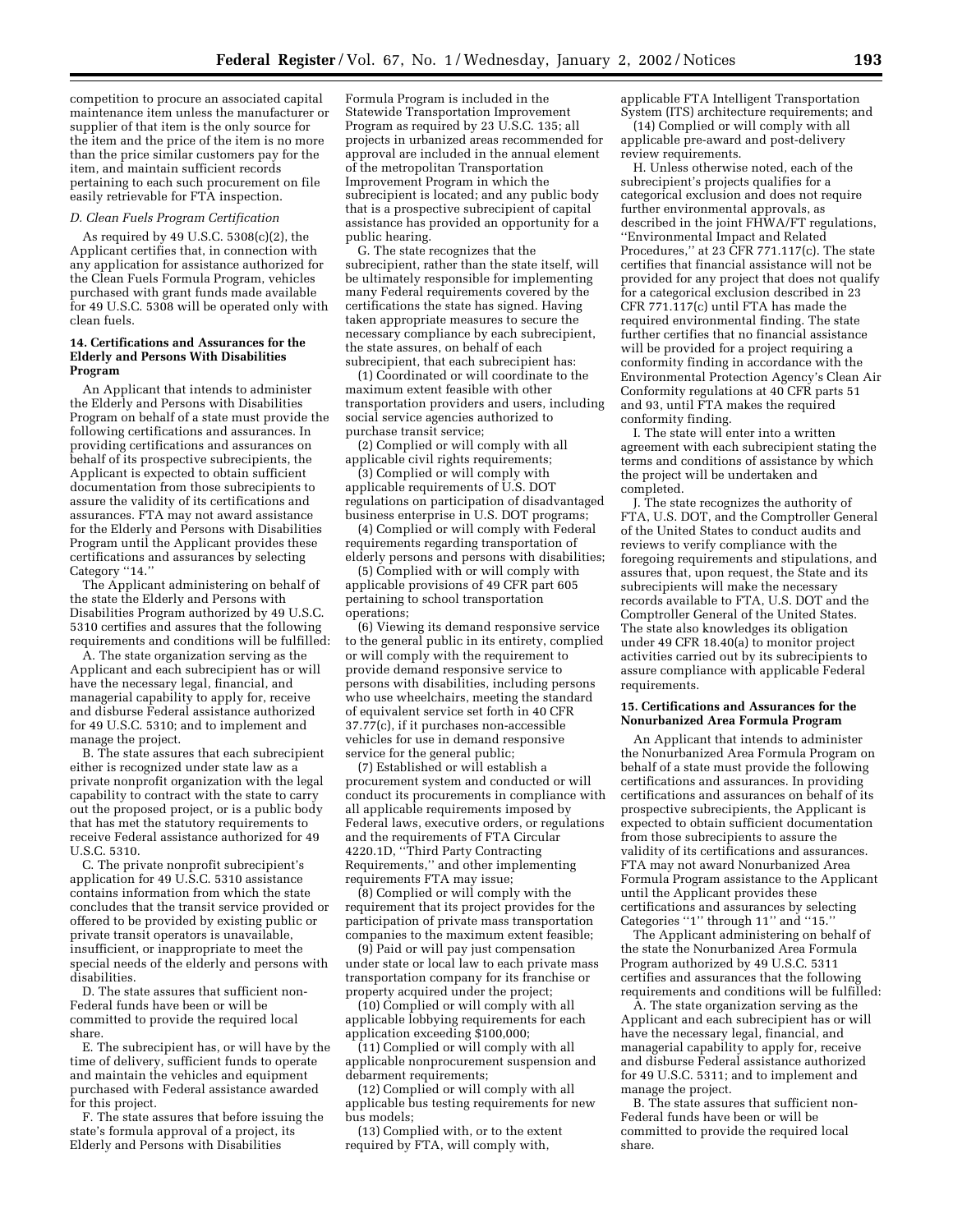competition to procure an associated capital maintenance item unless the manufacturer or supplier of that item is the only source for the item and the price of the item is no more than the price similar customers pay for the item, and maintain sufficient records pertaining to each such procurement on file easily retrievable for FTA inspection.

*D. Clean Fuels Program Certification*

As required by 49 U.S.C. 5308(c)(2), the Applicant certifies that, in connection with any application for assistance authorized for the Clean Fuels Formula Program, vehicles purchased with grant funds made available for 49 U.S.C. 5308 will be operated only with clean fuels.

**14. Certifications and Assurances for the Elderly and Persons With Disabilities Program**

An Applicant that intends to administer the Elderly and Persons with Disabilities Program on behalf of a state must provide the following certifications and assurances. In providing certifications and assurances on behalf of its prospective subrecipients, the Applicant is expected to obtain sufficient documentation from those subrecipients to assure the validity of its certifications and assurances. FTA may not award assistance for the Elderly and Persons with Disabilities Program until the Applicant provides these certifications and assurances by selecting Category ''14.''

The Applicant administering on behalf of the state the Elderly and Persons with Disabilities Program authorized by 49 U.S.C. 5310 certifies and assures that the following requirements and conditions will be fulfilled:

A. The state organization serving as the Applicant and each subrecipient has or will have the necessary legal, financial, and managerial capability to apply for, receive and disburse Federal assistance authorized for 49 U.S.C. 5310; and to implement and manage the project.

B. The state assures that each subrecipient either is recognized under state law as a private nonprofit organization with the legal capability to contract with the state to carry out the proposed project, or is a public body that has met the statutory requirements to receive Federal assistance authorized for 49 U.S.C. 5310.

C. The private nonprofit subrecipient's application for 49 U.S.C. 5310 assistance contains information from which the state concludes that the transit service provided or offered to be provided by existing public or private transit operators is unavailable, insufficient, or inappropriate to meet the special needs of the elderly and persons with disabilities.

D. The state assures that sufficient non-Federal funds have been or will be committed to provide the required local share.

E. The subrecipient has, or will have by the time of delivery, sufficient funds to operate and maintain the vehicles and equipment purchased with Federal assistance awarded for this project.

F. The state assures that before issuing the state's formula approval of a project, its Elderly and Persons with Disabilities Formula Program is included in the Statewide Transportation Improvement Program as required by 23 U.S.C. 135; all projects in urbanized areas recommended for approval are included in the annual element of the metropolitan Transportation Improvement Program in which the subrecipient is located; and any public body that is a prospective subrecipient of capital assistance has provided an opportunity for a public hearing.

G. The state recognizes that the subrecipient, rather than the state itself, will be ultimately responsible for implementing many Federal requirements covered by the certifications the state has signed. Having taken appropriate measures to secure the necessary compliance by each subrecipient, the state assures, on behalf of each subrecipient, that each subrecipient has:

(1) Coordinated or will coordinate to the maximum extent feasible with other transportation providers and users, including social service agencies authorized to purchase transit service;

(2) Complied or will comply with all applicable civil rights requirements;

(3) Complied or will comply with applicable requirements of U.S. DOT regulations on participation of disadvantaged business enterprise in U.S. DOT programs;

(4) Complied or will comply with Federal requirements regarding transportation of elderly persons and persons with disabilities;

(5) Complied with or will comply with applicable provisions of 49 CFR part 605 pertaining to school transportation operations;

(6) Viewing its demand responsive service to the general public in its entirety, complied or will comply with the requirement to provide demand responsive service to persons with disabilities, including persons who use wheelchairs, meeting the standard of equivalent service set forth in 40 CFR 37.77(c), if it purchases non-accessible vehicles for use in demand responsive service for the general public;

(7) Established or will establish a procurement system and conducted or will conduct its procurements in compliance with all applicable requirements imposed by Federal laws, executive orders, or regulations and the requirements of FTA Circular 4220.1D, ''Third Party Contracting Requirements,'' and other implementing requirements FTA may issue;

(8) Complied or will comply with the requirement that its project provides for the participation of private mass transportation companies to the maximum extent feasible;

(9) Paid or will pay just compensation under state or local law to each private mass transportation company for its franchise or property acquired under the project;

(10) Complied or will comply with all applicable lobbying requirements for each application exceeding $100,000;

(11) Complied or will comply with all applicable nonprocurement suspension and debarment requirements;

(12) Complied or will comply with all applicable bus testing requirements for new bus models;

(13) Complied with, or to the extent required by FTA, will comply with, applicable FTA Intelligent Transportation System (ITS) architecture requirements; and

(14) Complied or will comply with all applicable pre-award and post-delivery review requirements.

H. Unless otherwise noted, each of the subrecipient's projects qualifies for a categorical exclusion and does not require further environmental approvals, as described in the joint FHWA/FT regulations, ''Environmental Impact and Related Procedures,'' at 23 CFR 771.117(c). The state certifies that financial assistance will not be provided for any project that does not qualify for a categorical exclusion described in 23 CFR 771.117(c) until FTA has made the required environmental finding. The state further certifies that no financial assistance will be provided for a project requiring a conformity finding in accordance with the Environmental Protection Agency's Clean Air Conformity regulations at 40 CFR parts 51 and 93, until FTA makes the required conformity finding.

I. The state will enter into a written agreement with each subrecipient stating the terms and conditions of assistance by which the project will be undertaken and completed.

J. The state recognizes the authority of FTA, U.S. DOT, and the Comptroller General of the United States to conduct audits and reviews to verify compliance with the foregoing requirements and stipulations, and assures that, upon request, the State and its subrecipients will make the necessary records available to FTA, U.S. DOT and the Comptroller General of the United States. The state also knowledges its obligation under 49 CFR 18.40(a) to monitor project activities carried out by its subrecipients to assure compliance with applicable Federal requirements.

**15. Certifications and Assurances for the Nonurbanized Area Formula Program**

An Applicant that intends to administer the Nonurbanized Area Formula Program on behalf of a state must provide the following certifications and assurances. In providing certifications and assurances on behalf of its prospective subrecipients, the Applicant is expected to obtain sufficient documentation from those subrecipients to assure the validity of its certifications and assurances. FTA may not award Nonurbanized Area Formula Program assistance to the Applicant until the Applicant provides these certifications and assurances by selecting Categories ''1'' through 11'' and ''15.''

The Applicant administering on behalf of the state the Nonurbanized Area Formula Program authorized by 49 U.S.C. 5311 certifies and assurances that the following requirements and conditions will be fulfilled:

A. The state organization serving as the Applicant and each subrecipient has or will have the necessary legal, financial, and managerial capability to apply for, receive and disburse Federal assistance authorized for 49 U.S.C. 5311; and to implement and manage the project.

B. The state assures that sufficient non-Federal funds have been or will be committed to provide the required local share.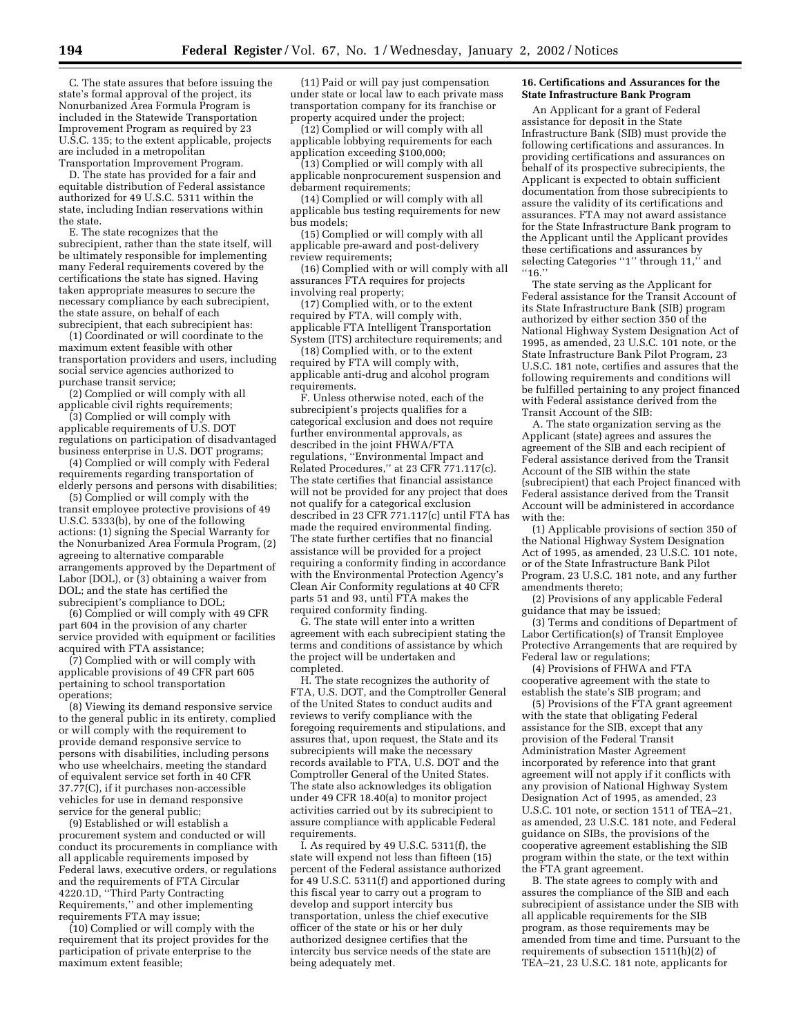C. The state assures that before issuing the state's formal approval of the project, its Nonurbanized Area Formula Program is included in the Statewide Transportation Improvement Program as required by 23 U.S.C. 135; to the extent applicable, projects are included in a metropolitan Transportation Improvement Program.

D. The state has provided for a fair and equitable distribution of Federal assistance authorized for 49 U.S.C. 5311 within the state, including Indian reservations within the state.

E. The state recognizes that the subrecipient, rather than the state itself, will be ultimately responsible for implementing many Federal requirements covered by the certifications the state has signed. Having taken appropriate measures to secure the necessary compliance by each subrecipient, the state assure, on behalf of each subrecipient, that each subrecipient has:

(1) Coordinated or will coordinate to the maximum extent feasible with other transportation providers and users, including social service agencies authorized to purchase transit service;

(2) Complied or will comply with all applicable civil rights requirements;

(3) Complied or will comply with applicable requirements of U.S. DOT regulations on participation of disadvantaged business enterprise in U.S. DOT programs;

(4) Complied or will comply with Federal requirements regarding transportation of elderly persons and persons with disabilities;

(5) Complied or will comply with the transit employee protective provisions of 49 U.S.C. 5333(b), by one of the following actions: (1) signing the Special Warranty for the Nonurbanized Area Formula Program, (2) agreeing to alternative comparable arrangements approved by the Department of Labor (DOL), or (3) obtaining a waiver from DOL; and the state has certified the subrecipient's compliance to DOL;

(6) Complied or will comply with 49 CFR part 604 in the provision of any charter service provided with equipment or facilities acquired with FTA assistance;

(7) Complied with or will comply with applicable provisions of 49 CFR part 605 pertaining to school transportation operations;

(8) Viewing its demand responsive service to the general public in its entirety, complied or will comply with the requirement to provide demand responsive service to persons with disabilities, including persons who use wheelchairs, meeting the standard of equivalent service set forth in 40 CFR 37.77(C), if it purchases non-accessible vehicles for use in demand responsive service for the general public;

(9) Established or will establish a procurement system and conducted or will conduct its procurements in compliance with all applicable requirements imposed by Federal laws, executive orders, or regulations and the requirements of FTA Circular 4220.1D, ''Third Party Contracting Requirements,'' and other implementing requirements FTA may issue;

(10) Complied or will comply with the requirement that its project provides for the participation of private enterprise to the maximum extent feasible;

(11) Paid or will pay just compensation under state or local law to each private mass transportation company for its franchise or property acquired under the project;

(12) Complied or will comply with all applicable lobbying requirements for each application exceeding $100,000;

(13) Complied or will comply with all applicable nonprocurement suspension and debarment requirements;

(14) Complied or will comply with all applicable bus testing requirements for new bus models;

(15) Complied or will comply with all applicable pre-award and post-delivery review requirements;

(16) Complied with or will comply with all assurances FTA requires for projects involving real property;

(17) Complied with, or to the extent required by FTA, will comply with, applicable FTA Intelligent Transportation System (ITS) architecture requirements; and

(18) Complied with, or to the extent required by FTA will comply with, applicable anti-drug and alcohol program requirements.

F. Unless otherwise noted, each of the subrecipient's projects qualifies for a categorical exclusion and does not require further environmental approvals, as described in the joint FHWA/FTA regulations, ''Environmental Impact and Related Procedures,'' at 23 CFR 771.117(c). The state certifies that financial assistance will not be provided for any project that does not qualify for a categorical exclusion described in 23 CFR 771.117(c) until FTA has made the required environmental finding. The state further certifies that no financial assistance will be provided for a project requiring a conformity finding in accordance with the Environmental Protection Agency's Clean Air Conformity regulations at 40 CFR parts 51 and 93, until FTA makes the required conformity finding.

G. The state will enter into a written agreement with each subrecipient stating the terms and conditions of assistance by which the project will be undertaken and completed.

H. The state recognizes the authority of FTA, U.S. DOT, and the Comptroller General of the United States to conduct audits and reviews to verify compliance with the foregoing requirements and stipulations, and assures that, upon request, the State and its subrecipients will make the necessary records available to FTA, U.S. DOT and the Comptroller General of the United States. The state also acknowledges its obligation under 49 CFR 18.40(a) to monitor project activities carried out by its subrecipient to assure compliance with applicable Federal requirements.

I. As required by 49 U.S.C. 5311(f), the state will expend not less than fifteen (15) percent of the Federal assistance authorized for 49 U.S.C. 5311(f) and apportioned during this fiscal year to carry out a program to develop and support intercity bus transportation, unless the chief executive officer of the state or his or her duly authorized designee certifies that the intercity bus service needs of the state are being adequately met.

## 16. Certifications and Assurances for the State Infrastructure Bank Program

An Applicant for a grant of Federal assistance for deposit in the State Infrastructure Bank (SIB) must provide the following certifications and assurances. In providing certifications and assurances on behalf of its prospective subrecipients, the Applicant is expected to obtain sufficient documentation from those subrecipients to assure the validity of its certifications and assurances. FTA may not award assistance for the State Infrastructure Bank program to the Applicant until the Applicant provides these certifications and assurances by selecting Categories ''1'' through 11,'' and ''16.''

The state serving as the Applicant for Federal assistance for the Transit Account of its State Infrastructure Bank (SIB) program authorized by either section 350 of the National Highway System Designation Act of 1995, as amended, 23 U.S.C. 101 note, or the State Infrastructure Bank Pilot Program, 23 U.S.C. 181 note, certifies and assures that the following requirements and conditions will be fulfilled pertaining to any project financed with Federal assistance derived from the Transit Account of the SIB:

A. The state organization serving as the Applicant (state) agrees and assures the agreement of the SIB and each recipient of Federal assistance derived from the Transit Account of the SIB within the state (subrecipient) that each Project financed with Federal assistance derived from the Transit Account will be administered in accordance with the:

(1) Applicable provisions of section 350 of the National Highway System Designation Act of 1995, as amended, 23 U.S.C. 101 note, or of the State Infrastructure Bank Pilot Program, 23 U.S.C. 181 note, and any further amendments thereto;

(2) Provisions of any applicable Federal guidance that may be issued;

(3) Terms and conditions of Department of Labor Certification(s) of Transit Employee Protective Arrangements that are required by Federal law or regulations;

(4) Provisions of FHWA and FTA cooperative agreement with the state to establish the state's SIB program; and

(5) Provisions of the FTA grant agreement with the state that obligating Federal assistance for the SIB, except that any provision of the Federal Transit Administration Master Agreement incorporated by reference into that grant agreement will not apply if it conflicts with any provision of National Highway System Designation Act of 1995, as amended, 23 U.S.C. 101 note, or section 1511 of TEA–21, as amended, 23 U.S.C. 181 note, and Federal guidance on SIBs, the provisions of the cooperative agreement establishing the SIB program within the state, or the text within the FTA grant agreement.

B. The state agrees to comply with and assures the compliance of the SIB and each subrecipient of assistance under the SIB with all applicable requirements for the SIB program, as those requirements may be amended from time and time. Pursuant to the requirements of subsection 1511(h)(2) of TEA–21, 23 U.S.C. 181 note, applicants for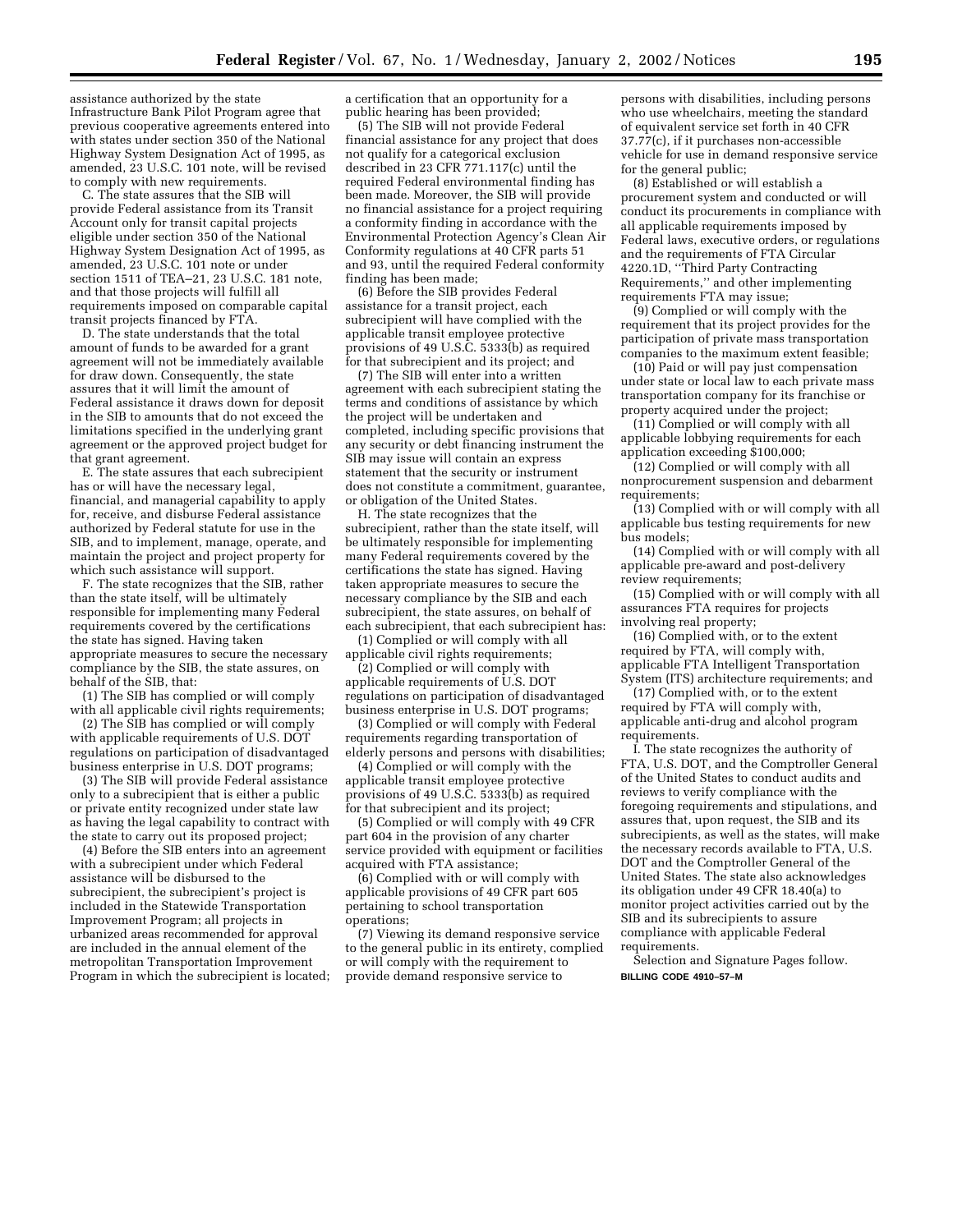assistance authorized by the state Infrastructure Bank Pilot Program agree that previous cooperative agreements entered into with states under section 350 of the National Highway System Designation Act of 1995, as amended, 23 U.S.C. 101 note, will be revised to comply with new requirements.

C. The state assures that the SIB will provide Federal assistance from its Transit Account only for transit capital projects eligible under section 350 of the National Highway System Designation Act of 1995, as amended, 23 U.S.C. 101 note or under section 1511 of TEA–21, 23 U.S.C. 181 note, and that those projects will fulfill all requirements imposed on comparable capital transit projects financed by FTA.

D. The state understands that the total amount of funds to be awarded for a grant agreement will not be immediately available for draw down. Consequently, the state assures that it will limit the amount of Federal assistance it draws down for deposit in the SIB to amounts that do not exceed the limitations specified in the underlying grant agreement or the approved project budget for that grant agreement.

E. The state assures that each subrecipient has or will have the necessary legal, financial, and managerial capability to apply for, receive, and disburse Federal assistance authorized by Federal statute for use in the SIB, and to implement, manage, operate, and maintain the project and project property for which such assistance will support.

F. The state recognizes that the SIB, rather than the state itself, will be ultimately responsible for implementing many Federal requirements covered by the certifications the state has signed. Having taken appropriate measures to secure the necessary compliance by the SIB, the state assures, on behalf of the SIB, that:

(1) The SIB has complied or will comply with all applicable civil rights requirements;

(2) The SIB has complied or will comply with applicable requirements of U.S. DOT regulations on participation of disadvantaged business enterprise in U.S. DOT programs;

(3) The SIB will provide Federal assistance only to a subrecipient that is either a public or private entity recognized under state law as having the legal capability to contract with the state to carry out its proposed project;

(4) Before the SIB enters into an agreement with a subrecipient under which Federal assistance will be disbursed to the subrecipient, the subrecipient's project is included in the Statewide Transportation Improvement Program; all projects in urbanized areas recommended for approval are included in the annual element of the metropolitan Transportation Improvement Program in which the subrecipient is located; a certification that an opportunity for a public hearing has been provided;

(5) The SIB will not provide Federal financial assistance for any project that does not qualify for a categorical exclusion described in 23 CFR 771.117(c) until the required Federal environmental finding has been made. Moreover, the SIB will provide no financial assistance for a project requiring a conformity finding in accordance with the Environmental Protection Agency's Clean Air Conformity regulations at 40 CFR parts 51 and 93, until the required Federal conformity finding has been made;

(6) Before the SIB provides Federal assistance for a transit project, each subrecipient will have complied with the applicable transit employee protective provisions of 49 U.S.C. 5333(b) as required for that subrecipient and its project; and

(7) The SIB will enter into a written agreement with each subrecipient stating the terms and conditions of assistance by which the project will be undertaken and completed, including specific provisions that any security or debt financing instrument the SIB may issue will contain an express statement that the security or instrument does not constitute a commitment, guarantee, or obligation of the United States.

H. The state recognizes that the subrecipient, rather than the state itself, will be ultimately responsible for implementing many Federal requirements covered by the certifications the state has signed. Having taken appropriate measures to secure the necessary compliance by the SIB and each subrecipient, the state assures, on behalf of each subrecipient, that each subrecipient has:

(1) Complied or will comply with all applicable civil rights requirements;

(2) Complied or will comply with applicable requirements of U.S. DOT regulations on participation of disadvantaged business enterprise in U.S. DOT programs;

(3) Complied or will comply with Federal requirements regarding transportation of elderly persons and persons with disabilities;

(4) Complied or will comply with the applicable transit employee protective provisions of 49 U.S.C. 5333(b) as required for that subrecipient and its project;

(5) Complied or will comply with 49 CFR part 604 in the provision of any charter service provided with equipment or facilities acquired with FTA assistance;

(6) Complied with or will comply with applicable provisions of 49 CFR part 605 pertaining to school transportation operations;

(7) Viewing its demand responsive service to the general public in its entirety, complied or will comply with the requirement to provide demand responsive service to persons with disabilities, including persons who use wheelchairs, meeting the standard of equivalent service set forth in 40 CFR 37.77(c), if it purchases non-accessible vehicle for use in demand responsive service for the general public;

(8) Established or will establish a procurement system and conducted or will conduct its procurements in compliance with all applicable requirements imposed by Federal laws, executive orders, or regulations and the requirements of FTA Circular 4220.1D, "Third Party Contracting Requirements," and other implementing requirements FTA may issue;

(9) Complied or will comply with the requirement that its project provides for the participation of private mass transportation companies to the maximum extent feasible;

(10) Paid or will pay just compensation under state or local law to each private mass transportation company for its franchise or property acquired under the project;

(11) Complied or will comply with all applicable lobbying requirements for each application exceeding $100,000;

(12) Complied or will comply with all nonprocurement suspension and debarment requirements;

(13) Complied with or will comply with all applicable bus testing requirements for new bus models;

(14) Complied with or will comply with all applicable pre-award and post-delivery review requirements;

(15) Complied with or will comply with all assurances FTA requires for projects involving real property;

(16) Complied with, or to the extent required by FTA, will comply with, applicable FTA Intelligent Transportation System (ITS) architecture requirements; and

(17) Complied with, or to the extent required by FTA will comply with, applicable anti-drug and alcohol program requirements.

I. The state recognizes the authority of FTA, U.S. DOT, and the Comptroller General of the United States to conduct audits and reviews to verify compliance with the foregoing requirements and stipulations, and assures that, upon request, the SIB and its subrecipients, as well as the states, will make the necessary records available to FTA, U.S. DOT and the Comptroller General of the United States. The state also acknowledges its obligation under 49 CFR 18.40(a) to monitor project activities carried out by the SIB and its subrecipients to assure compliance with applicable Federal requirements.

Selection and Signature Pages follow.

**BILLING CODE 4910–57–M**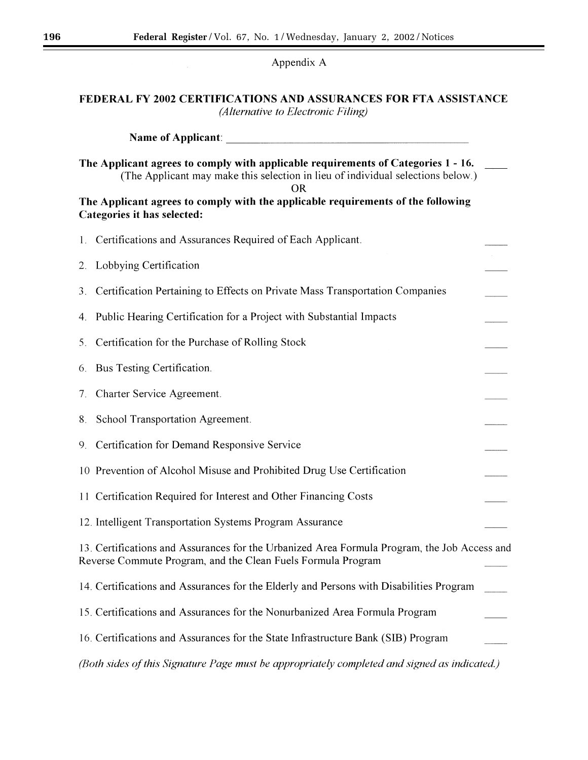Appendix A

## FEDERAL FY 2002 CERTIFICATIONS AND ASSURANCES FOR FTA ASSISTANCE

*(Alternative to Electronic Filing)*

**Name of Applicant**: ______________________________________________

**The Applicant agrees to comply with applicable requirements of Categories 1 - 16.** ____
(The Applicant may make this selection in lieu of individual selections below.)

OR

**The Applicant agrees to comply with the applicable requirements of the following Categories it has selected:**

1. Certifications and Assurances Required of Each Applicant. ____
2. Lobbying Certification ____
3. Certification Pertaining to Effects on Private Mass Transportation Companies ____
4. Public Hearing Certification for a Project with Substantial Impacts ____
5. Certification for the Purchase of Rolling Stock ____
6. Bus Testing Certification. ____
7. Charter Service Agreement. ____
8. School Transportation Agreement. ____
9. Certification for Demand Responsive Service ____
10. Prevention of Alcohol Misuse and Prohibited Drug Use Certification ____
11. Certification Required for Interest and Other Financing Costs ____
12. Intelligent Transportation Systems Program Assurance ____
13. Certifications and Assurances for the Urbanized Area Formula Program, the Job Access and Reverse Commute Program, and the Clean Fuels Formula Program ____
14. Certifications and Assurances for the Elderly and Persons with Disabilities Program ____
15. Certifications and Assurances for the Nonurbanized Area Formula Program ____
16. Certifications and Assurances for the State Infrastructure Bank (SIB) Program ____

*(Both sides of this Signature Page must be appropriately completed and signed as indicated.)*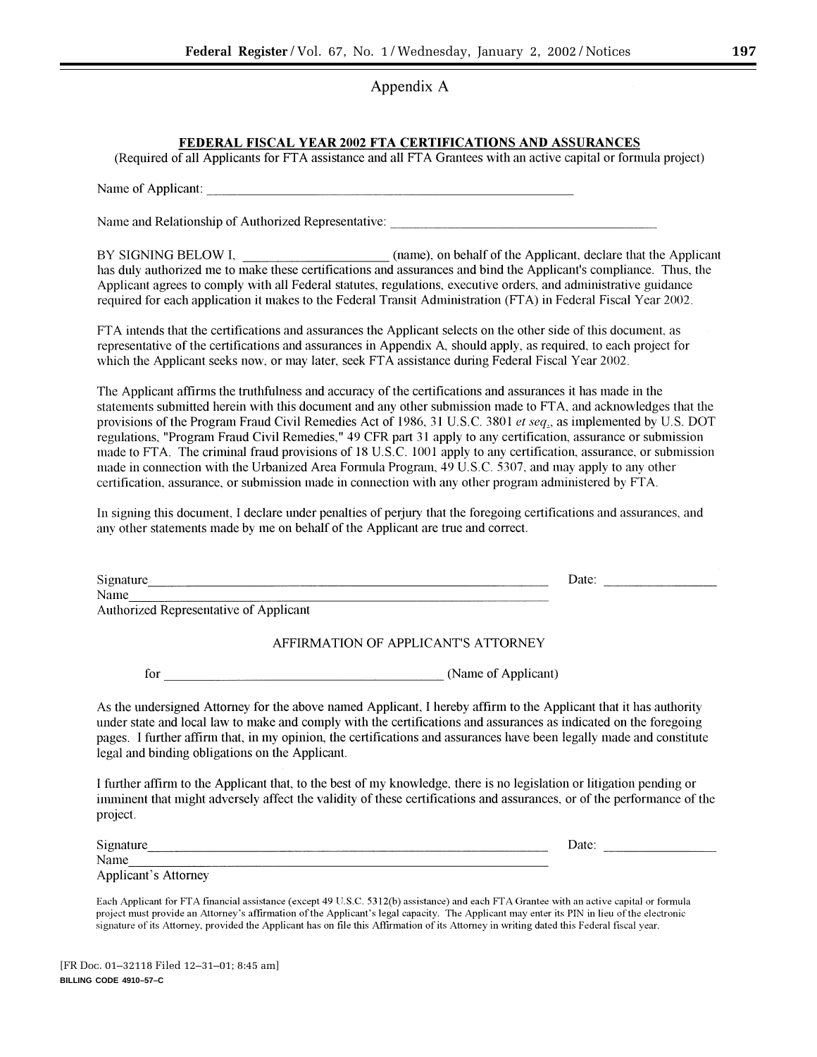Appendix A

## FEDERAL FISCAL YEAR 2002 FTA CERTIFICATIONS AND ASSURANCES

(Required of all Applicants for FTA assistance and all FTA Grantees with an active capital or formula project)

Name of Applicant: ___________________________________________________________

Name and Relationship of Authorized Representative: ___________________________________________

BY SIGNING BELOW I, ______________________ (name), on behalf of the Applicant, declare that the Applicant has duly authorized me to make these certifications and assurances and bind the Applicant's compliance. Thus, the Applicant agrees to comply with all Federal statutes, regulations, executive orders, and administrative guidance required for each application it makes to the Federal Transit Administration (FTA) in Federal Fiscal Year 2002.

FTA intends that the certifications and assurances the Applicant selects on the other side of this document, as representative of the certifications and assurances in Appendix A, should apply, as required, to each project for which the Applicant seeks now, or may later, seek FTA assistance during Federal Fiscal Year 2002.

The Applicant affirms the truthfulness and accuracy of the certifications and assurances it has made in the statements submitted herein with this document and any other submission made to FTA, and acknowledges that the provisions of the Program Fraud Civil Remedies Act of 1986, 31 U.S.C. 3801 *et seq*., as implemented by U.S. DOT regulations, "Program Fraud Civil Remedies," 49 CFR part 31 apply to any certification, assurance or submission made to FTA. The criminal fraud provisions of 18 U.S.C. 1001 apply to any certification, assurance, or submission made in connection with the Urbanized Area Formula Program, 49 U.S.C. 5307, and may apply to any other certification, assurance, or submission made in connection with any other program administered by FTA.

In signing this document, I declare under penalties of perjury that the foregoing certifications and assurances, and any other statements made by me on behalf of the Applicant are true and correct.

Signature_____________________________________________________________ Date: _______________

Name_______________________________________________________________

Authorized Representative of Applicant

### AFFIRMATION OF APPLICANT'S ATTORNEY

for ________________________________________ (Name of Applicant)

As the undersigned Attorney for the above named Applicant, I hereby affirm to the Applicant that it has authority under state and local law to make and comply with the certifications and assurances as indicated on the foregoing pages. I further affirm that, in my opinion, the certifications and assurances have been legally made and constitute legal and binding obligations on the Applicant.

I further affirm to the Applicant that, to the best of my knowledge, there is no legislation or litigation pending or imminent that might adversely affect the validity of these certifications and assurances, or of the performance of the project.

Signature_____________________________________________________________ Date: _______________

Name_______________________________________________________________

Applicant's Attorney

Each Applicant for FTA financial assistance (except 49 U.S.C. 5312(b) assistance) and each FTA Grantee with an active capital or formula project must provide an Attorney's affirmation of the Applicant's legal capacity. The Applicant may enter its PIN in lieu of the electronic signature of its Attorney, provided the Applicant has on file this Affirmation of its Attorney in writing dated this Federal fiscal year.

[FR Doc. 01–32118 Filed 12–31–01; 8:45 am]

BILLING CODE 4910–57–C